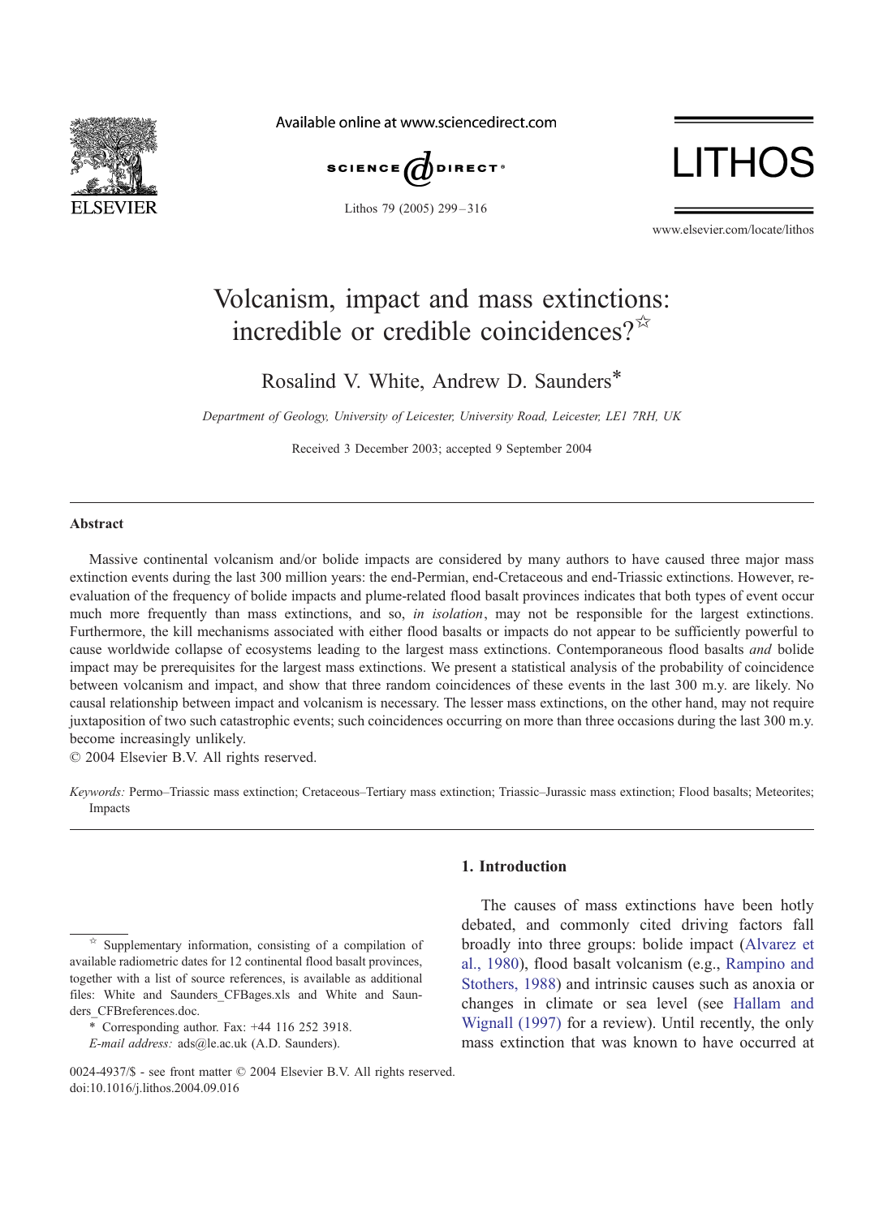# Volcanism, impact and mass extinctions: incredible or credible coincidences?☆

Rosalind V. White, Andrew D. Saunders*

*Department of Geology, University of Leicester, University Road, Leicester, LE1 7RH, UK*

Received 3 December 2003; accepted 9 September 2004

## Abstract

Massive continental volcanism and/or bolide impacts are considered by many authors to have caused three major mass extinction events during the last 300 million years: the end-Permian, end-Cretaceous and end-Triassic extinctions. However, re-evaluation of the frequency of bolide impacts and plume-related flood basalt provinces indicates that both types of event occur much more frequently than mass extinctions, and so, *in isolation*, may not be responsible for the largest extinctions. Furthermore, the kill mechanisms associated with either flood basalts or impacts do not appear to be sufficiently powerful to cause worldwide collapse of ecosystems leading to the largest mass extinctions. Contemporaneous flood basalts *and* bolide impact may be prerequisites for the largest mass extinctions. We present a statistical analysis of the probability of coincidence between volcanism and impact, and show that three random coincidences of these events in the last 300 m.y. are likely. No causal relationship between impact and volcanism is necessary. The lesser mass extinctions, on the other hand, may not require juxtaposition of two such catastrophic events; such coincidences occurring on more than three occasions during the last 300 m.y. become increasingly unlikely.

© 2004 Elsevier B.V. All rights reserved.

*Keywords:* Permo–Triassic mass extinction; Cretaceous–Tertiary mass extinction; Triassic–Jurassic mass extinction; Flood basalts; Meteorites; Impacts

## 1. Introduction

The causes of mass extinctions have been hotly debated, and commonly cited driving factors fall broadly into three groups: bolide impact (Alvarez et al., 1980), flood basalt volcanism (e.g., Rampino and Stothers, 1988) and intrinsic causes such as anoxia or changes in climate or sea level (see Hallam and Wignall (1997) for a review). Until recently, the only mass extinction that was known to have occurred at

---

☆ Supplementary information, consisting of a compilation of available radiometric dates for 12 continental flood basalt provinces, together with a list of source references, is available as additional files: White and Saunders_CFBages.xls and White and Saunders_CFBreferences.doc.

\* Corresponding author. Fax: +44 116 252 3918.

*E-mail address:* ads@le.ac.uk (A.D. Saunders).

0024-4937/$ - see front matter © 2004 Elsevier B.V. All rights reserved.
doi:10.1016/j.lithos.2004.09.016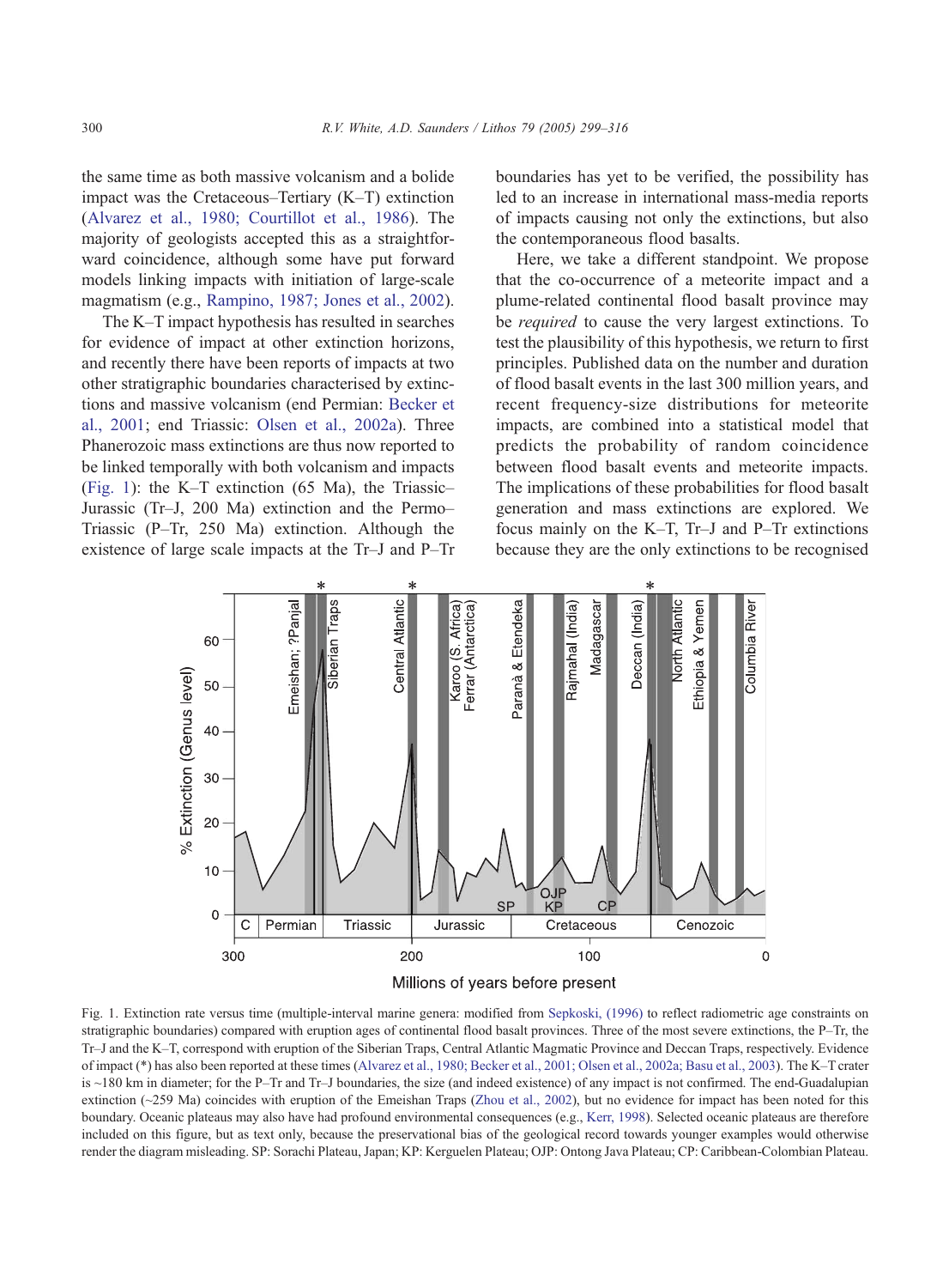the same time as both massive volcanism and a bolide impact was the Cretaceous–Tertiary (K–T) extinction (Alvarez et al., 1980; Courtillot et al., 1986). The majority of geologists accepted this as a straightforward coincidence, although some have put forward models linking impacts with initiation of large-scale magmatism (e.g., Rampino, 1987; Jones et al., 2002).

The K–T impact hypothesis has resulted in searches for evidence of impact at other extinction horizons, and recently there have been reports of impacts at two other stratigraphic boundaries characterised by extinctions and massive volcanism (end Permian: Becker et al., 2001; end Triassic: Olsen et al., 2002a). Three Phanerozoic mass extinctions are thus now reported to be linked temporally with both volcanism and impacts (Fig. 1): the K–T extinction (65 Ma), the Triassic–Jurassic (Tr–J, 200 Ma) extinction and the Permo–Triassic (P–Tr, 250 Ma) extinction. Although the existence of large scale impacts at the Tr–J and P–Tr boundaries has yet to be verified, the possibility has led to an increase in international mass-media reports of impacts causing not only the extinctions, but also the contemporaneous flood basalts.

Here, we take a different standpoint. We propose that the co-occurrence of a meteorite impact and a plume-related continental flood basalt province may be *required* to cause the very largest extinctions. To test the plausibility of this hypothesis, we return to first principles. Published data on the number and duration of flood basalt events in the last 300 million years, and recent frequency-size distributions for meteorite impacts, are combined into a statistical model that predicts the probability of random coincidence between flood basalt events and meteorite impacts. The implications of these probabilities for flood basalt generation and mass extinctions are explored. We focus mainly on the K–T, Tr–J and P–Tr extinctions because they are the only extinctions to be recognised

Fig. 1. Extinction rate versus time (multiple-interval marine genera: modified from Sepkoski, (1996) to reflect radiometric age constraints on stratigraphic boundaries) compared with eruption ages of continental flood basalt provinces. Three of the most severe extinctions, the P–Tr, the Tr–J and the K–T, correspond with eruption of the Siberian Traps, Central Atlantic Magmatic Province and Deccan Traps, respectively. Evidence of impact (*) has also been reported at these times (Alvarez et al., 1980; Becker et al., 2001; Olsen et al., 2002a; Basu et al., 2003). The K–T crater is ~180 km in diameter; for the P–Tr and Tr–J boundaries, the size (and indeed existence) of any impact is not confirmed. The end-Guadalupian extinction (~259 Ma) coincides with eruption of the Emeishan Traps (Zhou et al., 2002), but no evidence for impact has been noted for this boundary. Oceanic plateaus may also have had profound environmental consequences (e.g., Kerr, 1998). Selected oceanic plateaus are therefore included on this figure, but as text only, because the preservational bias of the geological record towards younger examples would otherwise render the diagram misleading. SP: Sorachi Plateau, Japan; KP: Kerguelen Plateau; OJP: Ontong Java Plateau; CP: Caribbean-Colombian Plateau.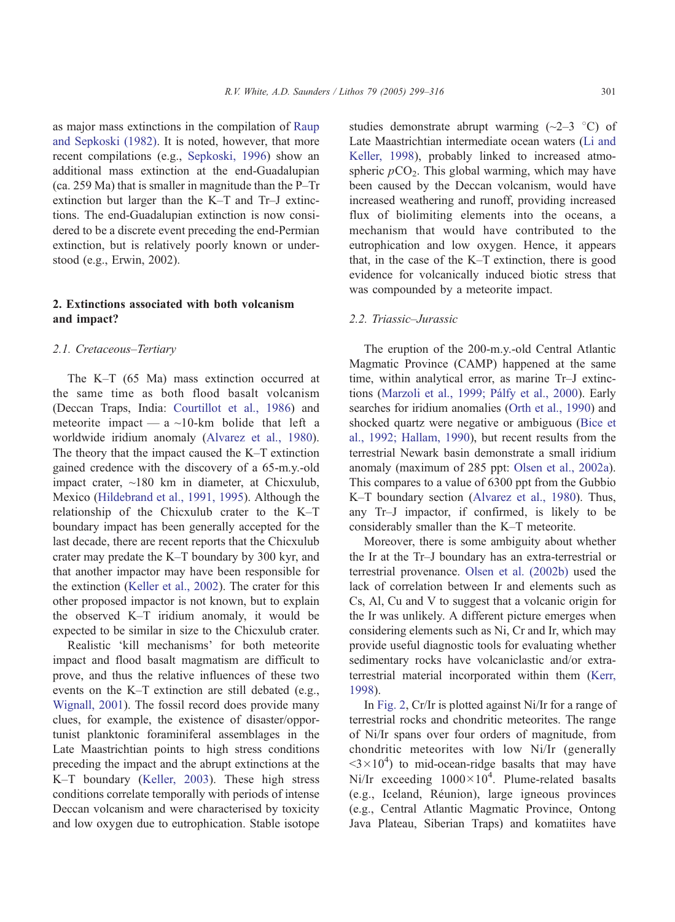as major mass extinctions in the compilation of Raup and Sepkoski (1982). It is noted, however, that more recent compilations (e.g., Sepkoski, 1996) show an additional mass extinction at the end-Guadalupian (ca. 259 Ma) that is smaller in magnitude than the P–Tr extinction but larger than the K–T and Tr–J extinctions. The end-Guadalupian extinction is now considered to be a discrete event preceding the end-Permian extinction, but is relatively poorly known or understood (e.g., Erwin, 2002).

## 2. Extinctions associated with both volcanism and impact?

### 2.1. Cretaceous–Tertiary

The K–T (65 Ma) mass extinction occurred at the same time as both flood basalt volcanism (Deccan Traps, India: Courtillot et al., 1986) and meteorite impact — a ~10-km bolide that left a worldwide iridium anomaly (Alvarez et al., 1980). The theory that the impact caused the K–T extinction gained credence with the discovery of a 65-m.y.-old impact crater, ~180 km in diameter, at Chicxulub, Mexico (Hildebrand et al., 1991, 1995). Although the relationship of the Chicxulub crater to the K–T boundary impact has been generally accepted for the last decade, there are recent reports that the Chicxulub crater may predate the K–T boundary by 300 kyr, and that another impactor may have been responsible for the extinction (Keller et al., 2002). The crater for this other proposed impactor is not known, but to explain the observed K–T iridium anomaly, it would be expected to be similar in size to the Chicxulub crater.

Realistic 'kill mechanisms' for both meteorite impact and flood basalt magmatism are difficult to prove, and thus the relative influences of these two events on the K–T extinction are still debated (e.g., Wignall, 2001). The fossil record does provide many clues, for example, the existence of disaster/opportunist planktonic foraminiferal assemblages in the Late Maastrichtian points to high stress conditions preceding the impact and the abrupt extinctions at the K–T boundary (Keller, 2003). These high stress conditions correlate temporally with periods of intense Deccan volcanism and were characterised by toxicity and low oxygen due to eutrophication. Stable isotope studies demonstrate abrupt warming (~2–3 °C) of Late Maastrichtian intermediate ocean waters (Li and Keller, 1998), probably linked to increased atmospheric $pCO_2$. This global warming, which may have been caused by the Deccan volcanism, would have increased weathering and runoff, providing increased flux of biolimiting elements into the oceans, a mechanism that would have contributed to the eutrophication and low oxygen. Hence, it appears that, in the case of the K–T extinction, there is good evidence for volcanically induced biotic stress that was compounded by a meteorite impact.

### 2.2. Triassic–Jurassic

The eruption of the 200-m.y.-old Central Atlantic Magmatic Province (CAMP) happened at the same time, within analytical error, as marine Tr–J extinctions (Marzoli et al., 1999; Pálfy et al., 2000). Early searches for iridium anomalies (Orth et al., 1990) and shocked quartz were negative or ambiguous (Bice et al., 1992; Hallam, 1990), but recent results from the terrestrial Newark basin demonstrate a small iridium anomaly (maximum of 285 ppt: Olsen et al., 2002a). This compares to a value of 6300 ppt from the Gubbio K–T boundary section (Alvarez et al., 1980). Thus, any Tr–J impactor, if confirmed, is likely to be considerably smaller than the K–T meteorite.

Moreover, there is some ambiguity about whether the Ir at the Tr–J boundary has an extra-terrestrial or terrestrial provenance. Olsen et al. (2002b) used the lack of correlation between Ir and elements such as Cs, Al, Cu and V to suggest that a volcanic origin for the Ir was unlikely. A different picture emerges when considering elements such as Ni, Cr and Ir, which may provide useful diagnostic tools for evaluating whether sedimentary rocks have volcaniclastic and/or extra-terrestrial material incorporated within them (Kerr, 1998).

In Fig. 2, Cr/Ir is plotted against Ni/Ir for a range of terrestrial rocks and chondritic meteorites. The range of Ni/Ir spans over four orders of magnitude, from chondritic meteorites with low Ni/Ir (generally $<3\times10^4$) to mid-ocean-ridge basalts that may have Ni/Ir exceeding $1000\times10^4$. Plume-related basalts (e.g., Iceland, Réunion), large igneous provinces (e.g., Central Atlantic Magmatic Province, Ontong Java Plateau, Siberian Traps) and komatiites have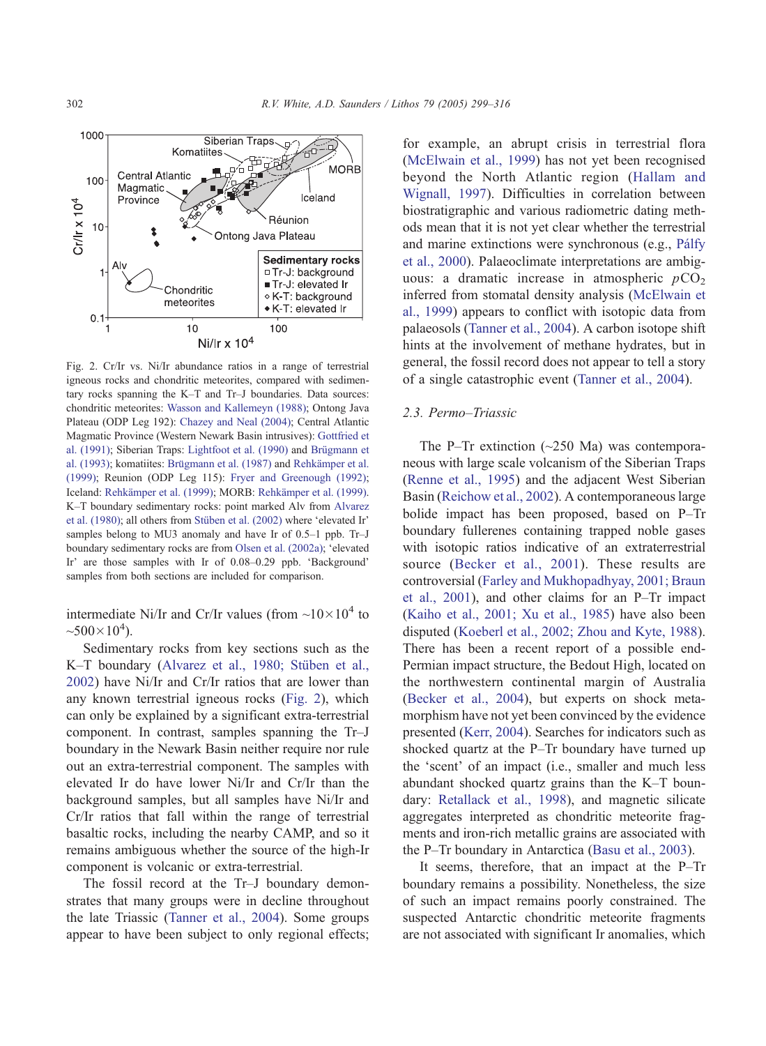Fig. 2. Cr/Ir vs. Ni/Ir abundance ratios in a range of terrestrial igneous rocks and chondritic meteorites, compared with sedimentary rocks spanning the K–T and Tr–J boundaries. Data sources: chondritic meteorites: Wasson and Kallemeyn (1988); Ontong Java Plateau (ODP Leg 192): Chazey and Neal (2004); Central Atlantic Magmatic Province (Western Newark Basin intrusives): Gottfried et al. (1991); Siberian Traps: Lightfoot et al. (1990) and Brügmann et al. (1993); komatiites: Brügmann et al. (1987) and Rehkämper et al. (1999); Reunion (ODP Leg 115): Fryer and Greenough (1992); Iceland: Rehkämper et al. (1999); MORB: Rehkämper et al. (1999). K–T boundary sedimentary rocks: point marked Alv from Alvarez et al. (1980); all others from Stüben et al. (2002) where 'elevated Ir' samples belong to MU3 anomaly and have Ir of 0.5–1 ppb. Tr–J boundary sedimentary rocks are from Olsen et al. (2002a); 'elevated Ir' are those samples with Ir of 0.08–0.29 ppb. 'Background' samples from both sections are included for comparison.

intermediate Ni/Ir and Cr/Ir values (from $\sim 10 \times 10^4$ to $\sim 500 \times 10^4$).

Sedimentary rocks from key sections such as the K–T boundary (Alvarez et al., 1980; Stüben et al., 2002) have Ni/Ir and Cr/Ir ratios that are lower than any known terrestrial igneous rocks (Fig. 2), which can only be explained by a significant extra-terrestrial component. In contrast, samples spanning the Tr–J boundary in the Newark Basin neither require nor rule out an extra-terrestrial component. The samples with elevated Ir do have lower Ni/Ir and Cr/Ir than the background samples, but all samples have Ni/Ir and Cr/Ir ratios that fall within the range of terrestrial basaltic rocks, including the nearby CAMP, and so it remains ambiguous whether the source of the high-Ir component is volcanic or extra-terrestrial.

The fossil record at the Tr–J boundary demonstrates that many groups were in decline throughout the late Triassic (Tanner et al., 2004). Some groups appear to have been subject to only regional effects; for example, an abrupt crisis in terrestrial flora (McElwain et al., 1999) has not yet been recognised beyond the North Atlantic region (Hallam and Wignall, 1997). Difficulties in correlation between biostratigraphic and various radiometric dating methods mean that it is not yet clear whether the terrestrial and marine extinctions were synchronous (e.g., Pálfy et al., 2000). Palaeoclimate interpretations are ambiguous: a dramatic increase in atmospheric $pCO_2$ inferred from stomatal density analysis (McElwain et al., 1999) appears to conflict with isotopic data from palaeosols (Tanner et al., 2004). A carbon isotope shift hints at the involvement of methane hydrates, but in general, the fossil record does not appear to tell a story of a single catastrophic event (Tanner et al., 2004).

### 2.3. Permo–Triassic

The P–Tr extinction (~250 Ma) was contemporaneous with large scale volcanism of the Siberian Traps (Renne et al., 1995) and the adjacent West Siberian Basin (Reichow et al., 2002). A contemporaneous large bolide impact has been proposed, based on P–Tr boundary fullerenes containing trapped noble gases with isotopic ratios indicative of an extraterrestrial source (Becker et al., 2001). These results are controversial (Farley and Mukhopadhyay, 2001; Braun et al., 2001), and other claims for an P–Tr impact (Kaiho et al., 2001; Xu et al., 1985) have also been disputed (Koeberl et al., 2002; Zhou and Kyte, 1988). There has been a recent report of a possible end-Permian impact structure, the Bedout High, located on the northwestern continental margin of Australia (Becker et al., 2004), but experts on shock metamorphism have not yet been convinced by the evidence presented (Kerr, 2004). Searches for indicators such as shocked quartz at the P–Tr boundary have turned up the 'scent' of an impact (i.e., smaller and much less abundant shocked quartz grains than the K–T boundary: Retallack et al., 1998), and magnetic silicate aggregates interpreted as chondritic meteorite fragments and iron-rich metallic grains are associated with the P–Tr boundary in Antarctica (Basu et al., 2003).

It seems, therefore, that an impact at the P–Tr boundary remains a possibility. Nonetheless, the size of such an impact remains poorly constrained. The suspected Antarctic chondritic meteorite fragments are not associated with significant Ir anomalies, which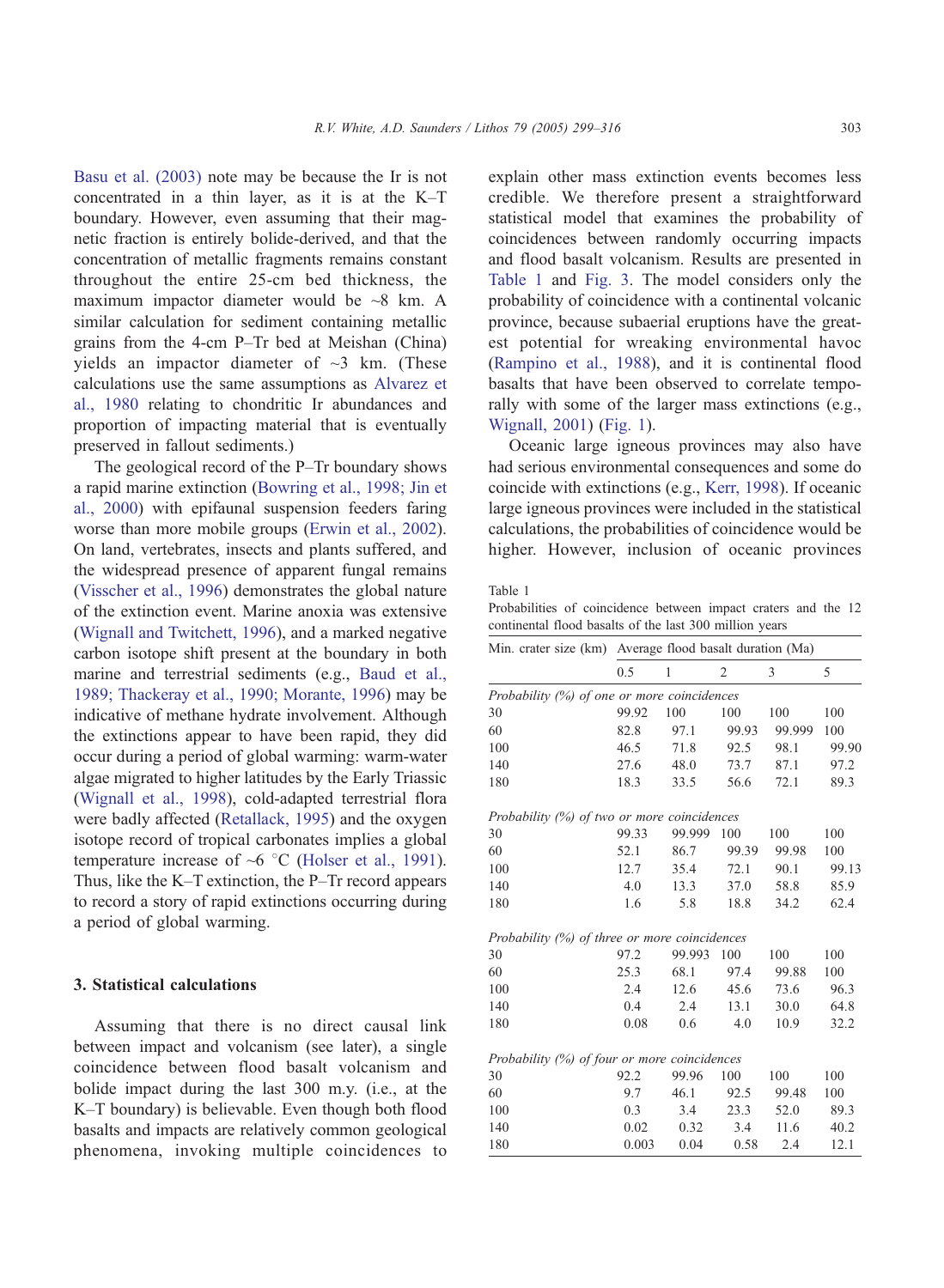Basu et al. (2003) note may be because the Ir is not concentrated in a thin layer, as it is at the K–T boundary. However, even assuming that their magnetic fraction is entirely bolide-derived, and that the concentration of metallic fragments remains constant throughout the entire 25-cm bed thickness, the maximum impactor diameter would be ~8 km. A similar calculation for sediment containing metallic grains from the 4-cm P–Tr bed at Meishan (China) yields an impactor diameter of ~3 km. (These calculations use the same assumptions as Alvarez et al., 1980 relating to chondritic Ir abundances and proportion of impacting material that is eventually preserved in fallout sediments.)

The geological record of the P–Tr boundary shows a rapid marine extinction (Bowring et al., 1998; Jin et al., 2000) with epifaunal suspension feeders faring worse than more mobile groups (Erwin et al., 2002). On land, vertebrates, insects and plants suffered, and the widespread presence of apparent fungal remains (Visscher et al., 1996) demonstrates the global nature of the extinction event. Marine anoxia was extensive (Wignall and Twitchett, 1996), and a marked negative carbon isotope shift present at the boundary in both marine and terrestrial sediments (e.g., Baud et al., 1989; Thackeray et al., 1990; Morante, 1996) may be indicative of methane hydrate involvement. Although the extinctions appear to have been rapid, they did occur during a period of global warming: warm-water algae migrated to higher latitudes by the Early Triassic (Wignall et al., 1998), cold-adapted terrestrial flora were badly affected (Retallack, 1995) and the oxygen isotope record of tropical carbonates implies a global temperature increase of ~6 °C (Holser et al., 1991). Thus, like the K–T extinction, the P–Tr record appears to record a story of rapid extinctions occurring during a period of global warming.

## 3. Statistical calculations

Assuming that there is no direct causal link between impact and volcanism (see later), a single coincidence between flood basalt volcanism and bolide impact during the last 300 m.y. (i.e., at the K–T boundary) is believable. Even though both flood basalts and impacts are relatively common geological phenomena, invoking multiple coincidences to explain other mass extinction events becomes less credible. We therefore present a straightforward statistical model that examines the probability of coincidences between randomly occurring impacts and flood basalt volcanism. Results are presented in Table 1 and Fig. 3. The model considers only the probability of coincidence with a continental volcanic province, because subaerial eruptions have the greatest potential for wreaking environmental havoc (Rampino et al., 1988), and it is continental flood basalts that have been observed to correlate temporally with some of the larger mass extinctions (e.g., Wignall, 2001) (Fig. 1).

Oceanic large igneous provinces may also have had serious environmental consequences and some do coincide with extinctions (e.g., Kerr, 1998). If oceanic large igneous provinces were included in the statistical calculations, the probabilities of coincidence would be higher. However, inclusion of oceanic provinces

Table 1
Probabilities of coincidence between impact craters and the 12 continental flood basalts of the last 300 million years

| Min. crater size (km) | Average flood basalt duration (Ma) | | | | |
|---|---|---|---|---|---|
| | 0.5 | 1 | 2 | 3 | 5 |
| *Probability (%) of one or more coincidences* | | | | | |
| 30 | 99.92 | 100 | 100 | 100 | 100 |
| 60 | 82.8 | 97.1 | 99.93 | 99.999 | 100 |
| 100 | 46.5 | 71.8 | 92.5 | 98.1 | 99.90 |
| 140 | 27.6 | 48.0 | 73.7 | 87.1 | 97.2 |
| 180 | 18.3 | 33.5 | 56.6 | 72.1 | 89.3 |
| *Probability (%) of two or more coincidences* | | | | | |
| 30 | 99.33 | 99.999 | 100 | 100 | 100 |
| 60 | 52.1 | 86.7 | 99.39 | 99.98 | 100 |
| 100 | 12.7 | 35.4 | 72.1 | 90.1 | 99.13 |
| 140 | 4.0 | 13.3 | 37.0 | 58.8 | 85.9 |
| 180 | 1.6 | 5.8 | 18.8 | 34.2 | 62.4 |
| *Probability (%) of three or more coincidences* | | | | | |
| 30 | 97.2 | 99.993 | 100 | 100 | 100 |
| 60 | 25.3 | 68.1 | 97.4 | 99.88 | 100 |
| 100 | 2.4 | 12.6 | 45.6 | 73.6 | 96.3 |
| 140 | 0.4 | 2.4 | 13.1 | 30.0 | 64.8 |
| 180 | 0.08 | 0.6 | 4.0 | 10.9 | 32.2 |
| *Probability (%) of four or more coincidences* | | | | | |
| 30 | 92.2 | 99.96 | 100 | 100 | 100 |
| 60 | 9.7 | 46.1 | 92.5 | 99.48 | 100 |
| 100 | 0.3 | 3.4 | 23.3 | 52.0 | 89.3 |
| 140 | 0.02 | 0.32 | 3.4 | 11.6 | 40.2 |
| 180 | 0.003 | 0.04 | 0.58 | 2.4 | 12.1 |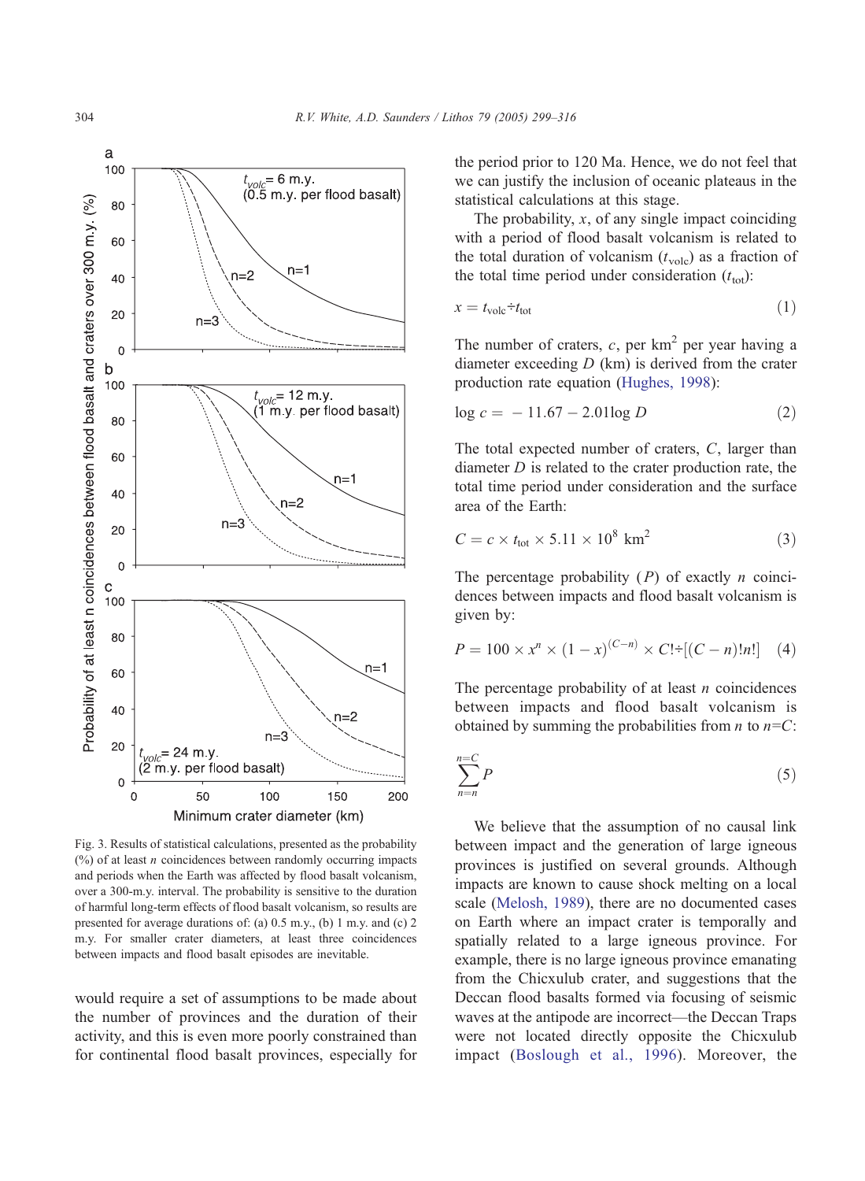Fig. 3. Results of statistical calculations, presented as the probability (%) of at least $n$ coincidences between randomly occurring impacts and periods when the Earth was affected by flood basalt volcanism, over a 300-m.y. interval. The probability is sensitive to the duration of harmful long-term effects of flood basalt volcanism, so results are presented for average durations of: (a) 0.5 m.y., (b) 1 m.y. and (c) 2 m.y. For smaller crater diameters, at least three coincidences between impacts and flood basalt episodes are inevitable.

would require a set of assumptions to be made about the number of provinces and the duration of their activity, and this is even more poorly constrained than for continental flood basalt provinces, especially for the period prior to 120 Ma. Hence, we do not feel that we can justify the inclusion of oceanic plateaus in the statistical calculations at this stage.

The probability, $x$, of any single impact coinciding with a period of flood basalt volcanism is related to the total duration of volcanism ($t_{\text{volc}}$) as a fraction of the total time period under consideration ($t_{\text{tot}}$):

$$x = t_{\text{volc}} \div t_{\text{tot}} \tag{1}$$

The number of craters, $c$, per km$^2$ per year having a diameter exceeding $D$ (km) is derived from the crater production rate equation (Hughes, 1998):

$$\log c = -11.67 - 2.01 \log D \tag{2}$$

The total expected number of craters, $C$, larger than diameter $D$ is related to the crater production rate, the total time period under consideration and the surface area of the Earth:

$$C = c \times t_{\text{tot}} \times 5.11 \times 10^8 \text{ km}^2 \tag{3}$$

The percentage probability ($P$) of exactly $n$ coincidences between impacts and flood basalt volcanism is given by:

$$P = 100 \times x^n \times (1 - x)^{(C-n)} \times C! \div [(C - n)!n!] \tag{4}$$

The percentage probability of at least $n$ coincidences between impacts and flood basalt volcanism is obtained by summing the probabilities from $n$ to $n$=$C$:

$$\sum_{n=n}^{n=C} P \tag{5}$$

We believe that the assumption of no causal link between impact and the generation of large igneous provinces is justified on several grounds. Although impacts are known to cause shock melting on a local scale (Melosh, 1989), there are no documented cases on Earth where an impact crater is temporally and spatially related to a large igneous province. For example, there is no large igneous province emanating from the Chicxulub crater, and suggestions that the Deccan flood basalts formed via focusing of seismic waves at the antipode are incorrect—the Deccan Traps were not located directly opposite the Chicxulub impact (Boslough et al., 1996). Moreover, the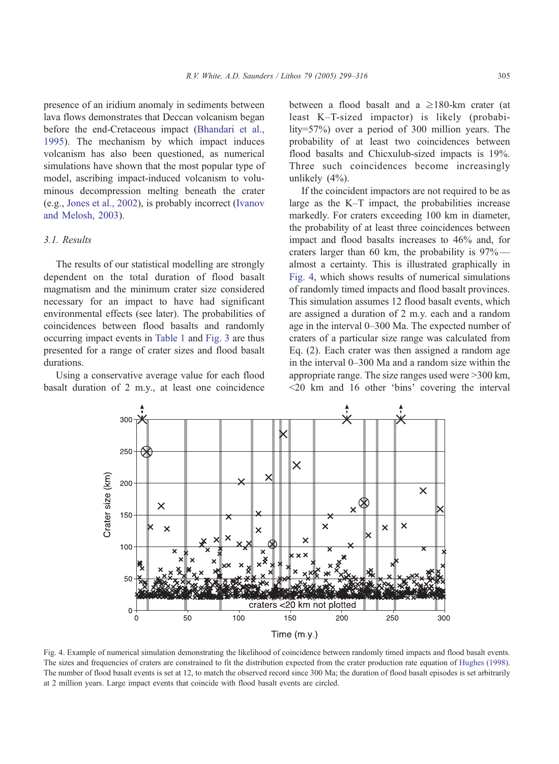presence of an iridium anomaly in sediments between lava flows demonstrates that Deccan volcanism began before the end-Cretaceous impact (Bhandari et al., 1995). The mechanism by which impact induces volcanism has also been questioned, as numerical simulations have shown that the most popular type of model, ascribing impact-induced volcanism to voluminous decompression melting beneath the crater (e.g., Jones et al., 2002), is probably incorrect (Ivanov and Melosh, 2003).

### 3.1. Results

The results of our statistical modelling are strongly dependent on the total duration of flood basalt magmatism and the minimum crater size considered necessary for an impact to have had significant environmental effects (see later). The probabilities of coincidences between flood basalts and randomly occurring impact events in Table 1 and Fig. 3 are thus presented for a range of crater sizes and flood basalt durations.

Using a conservative average value for each flood basalt duration of 2 m.y., at least one coincidence between a flood basalt and a ≥180-km crater (at least K–T-sized impactor) is likely (probability=57%) over a period of 300 million years. The probability of at least two coincidences between flood basalts and Chicxulub-sized impacts is 19%. Three such coincidences become increasingly unlikely (4%).

If the coincident impactors are not required to be as large as the K–T impact, the probabilities increase markedly. For craters exceeding 100 km in diameter, the probability of at least three coincidences between impact and flood basalts increases to 46% and, for craters larger than 60 km, the probability is 97%—almost a certainty. This is illustrated graphically in Fig. 4, which shows results of numerical simulations of randomly timed impacts and flood basalt provinces. This simulation assumes 12 flood basalt events, which are assigned a duration of 2 m.y. each and a random age in the interval 0–300 Ma. The expected number of craters of a particular size range was calculated from Eq. (2). Each crater was then assigned a random age in the interval 0–300 Ma and a random size within the appropriate range. The size ranges used were >300 km, <20 km and 16 other 'bins' covering the interval

Fig. 4. Example of numerical simulation demonstrating the likelihood of coincidence between randomly timed impacts and flood basalt events. The sizes and frequencies of craters are constrained to fit the distribution expected from the crater production rate equation of Hughes (1998). The number of flood basalt events is set at 12, to match the observed record since 300 Ma; the duration of flood basalt episodes is set arbitrarily at 2 million years. Large impact events that coincide with flood basalt events are circled.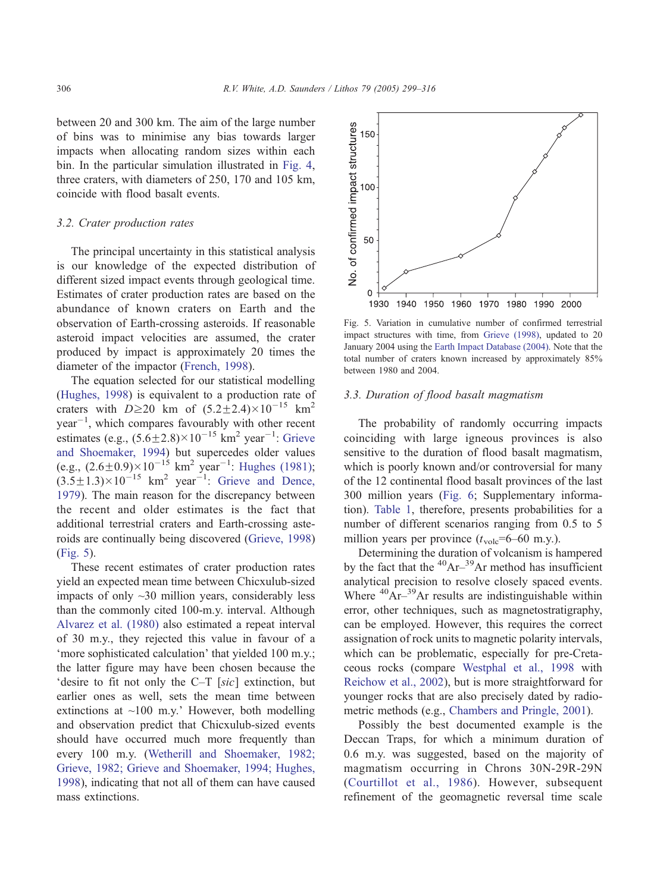between 20 and 300 km. The aim of the large number of bins was to minimise any bias towards larger impacts when allocating random sizes within each bin. In the particular simulation illustrated in Fig. 4, three craters, with diameters of 250, 170 and 105 km, coincide with flood basalt events.

### 3.2. Crater production rates

The principal uncertainty in this statistical analysis is our knowledge of the expected distribution of different sized impact events through geological time. Estimates of crater production rates are based on the abundance of known craters on Earth and the observation of Earth-crossing asteroids. If reasonable asteroid impact velocities are assumed, the crater produced by impact is approximately 20 times the diameter of the impactor (French, 1998).

The equation selected for our statistical modelling (Hughes, 1998) is equivalent to a production rate of craters with $D \geq 20$ km of $(5.2 \pm 2.4) \times 10^{-15}$ km$^2$ year$^{-1}$, which compares favourably with other recent estimates (e.g., $(5.6 \pm 2.8) \times 10^{-15}$ km$^2$ year$^{-1}$: Grieve and Shoemaker, 1994) but supercedes older values (e.g., $(2.6 \pm 0.9) \times 10^{-15}$ km$^2$ year$^{-1}$: Hughes (1981); $(3.5 \pm 1.3) \times 10^{-15}$ km$^2$ year$^{-1}$: Grieve and Dence, 1979). The main reason for the discrepancy between the recent and older estimates is the fact that additional terrestrial craters and Earth-crossing asteroids are continually being discovered (Grieve, 1998) (Fig. 5).

These recent estimates of crater production rates yield an expected mean time between Chicxulub-sized impacts of only ~30 million years, considerably less than the commonly cited 100-m.y. interval. Although Alvarez et al. (1980) also estimated a repeat interval of 30 m.y., they rejected this value in favour of a 'more sophisticated calculation' that yielded 100 m.y.; the latter figure may have been chosen because the 'desire to fit not only the C–T [*sic*] extinction, but earlier ones as well, sets the mean time between extinctions at ~100 m.y.' However, both modelling and observation predict that Chicxulub-sized events should have occurred much more frequently than every 100 m.y. (Wetherill and Shoemaker, 1982; Grieve, 1982; Grieve and Shoemaker, 1994; Hughes, 1998), indicating that not all of them can have caused mass extinctions.

Fig. 5. Variation in cumulative number of confirmed terrestrial impact structures with time, from Grieve (1998), updated to 20 January 2004 using the Earth Impact Database (2004). Note that the total number of craters known increased by approximately 85% between 1980 and 2004.

### 3.3. Duration of flood basalt magmatism

The probability of randomly occurring impacts coinciding with large igneous provinces is also sensitive to the duration of flood basalt magmatism, which is poorly known and/or controversial for many of the 12 continental flood basalt provinces of the last 300 million years (Fig. 6; Supplementary information). Table 1, therefore, presents probabilities for a number of different scenarios ranging from 0.5 to 5 million years per province ($t_{\mathrm{volc}}$=6–60 m.y.).

Determining the duration of volcanism is hampered by the fact that the $^{40}$Ar–$^{39}$Ar method has insufficient analytical precision to resolve closely spaced events. Where $^{40}$Ar–$^{39}$Ar results are indistinguishable within error, other techniques, such as magnetostratigraphy, can be employed. However, this requires the correct assignation of rock units to magnetic polarity intervals, which can be problematic, especially for pre-Cretaceous rocks (compare Westphal et al., 1998 with Reichow et al., 2002), but is more straightforward for younger rocks that are also precisely dated by radiometric methods (e.g., Chambers and Pringle, 2001).

Possibly the best documented example is the Deccan Traps, for which a minimum duration of 0.6 m.y. was suggested, based on the majority of magmatism occurring in Chrons 30N-29R-29N (Courtillot et al., 1986). However, subsequent refinement of the geomagnetic reversal time scale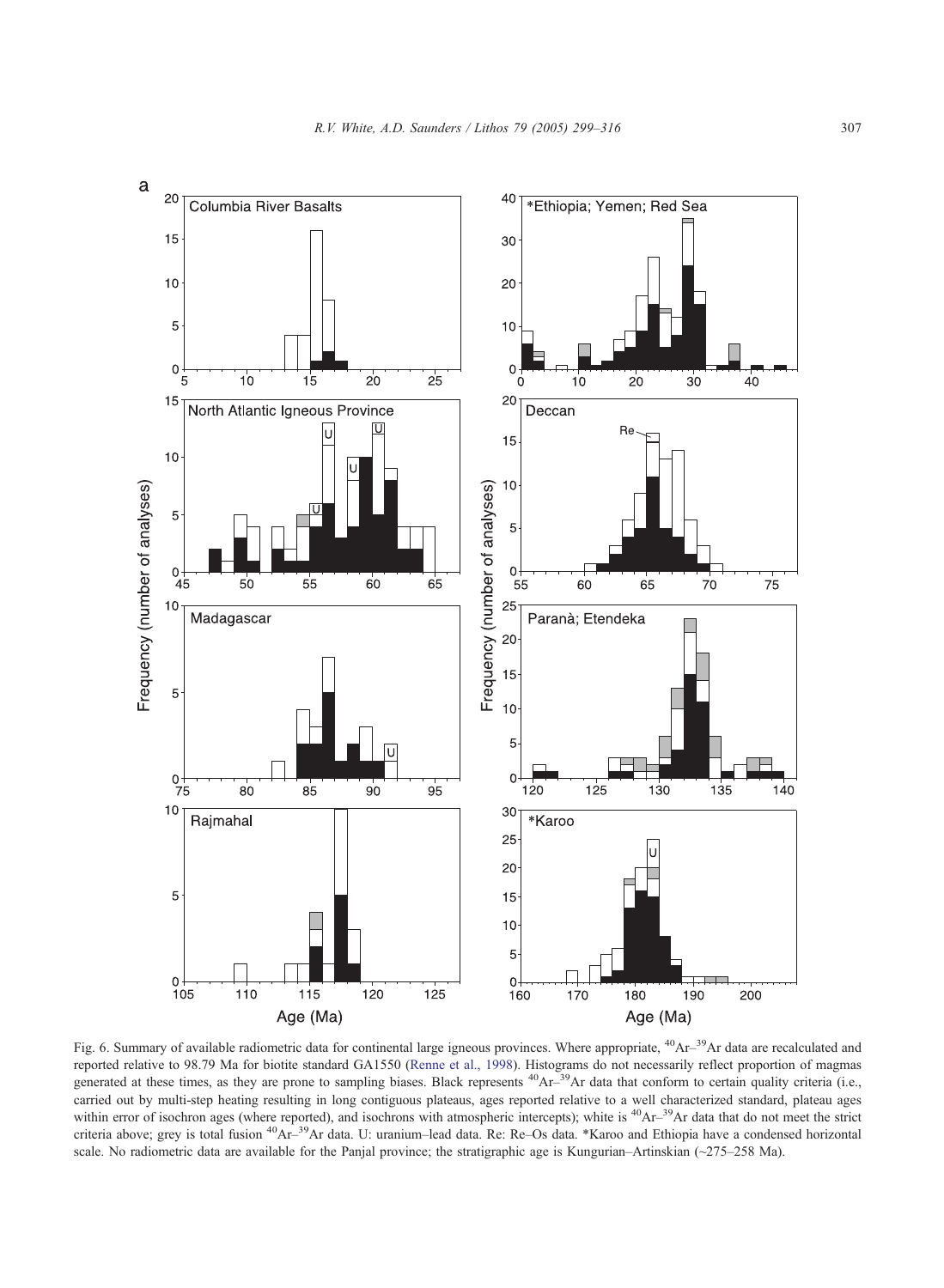Fig. 6. Summary of available radiometric data for continental large igneous provinces. Where appropriate, $^{40}Ar$–$^{39}Ar$ data are recalculated and reported relative to 98.79 Ma for biotite standard GA1550 (Renne et al., 1998). Histograms do not necessarily reflect proportion of magmas generated at these times, as they are prone to sampling biases. Black represents $^{40}Ar$–$^{39}Ar$ data that conform to certain quality criteria (i.e., carried out by multi-step heating resulting in long contiguous plateaus, ages reported relative to a well characterized standard, plateau ages within error of isochron ages (where reported), and isochrons with atmospheric intercepts); white is $^{40}Ar$–$^{39}Ar$ data that do not meet the strict criteria above; grey is total fusion $^{40}Ar$–$^{39}Ar$ data. U: uranium–lead data. Re: Re–Os data. *Karoo and Ethiopia have a condensed horizontal scale. No radiometric data are available for the Panjal province; the stratigraphic age is Kungurian–Artinskian (~275–258 Ma).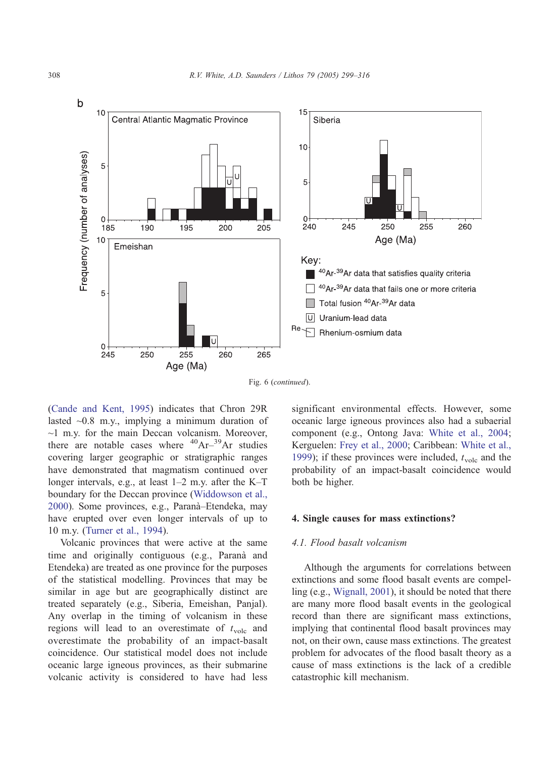Fig. 6 (*continued*).

(Cande and Kent, 1995) indicates that Chron 29R lasted ~0.8 m.y., implying a minimum duration of ~1 m.y. for the main Deccan volcanism. Moreover, there are notable cases where $^{40}Ar$–$^{39}Ar$ studies covering larger geographic or stratigraphic ranges have demonstrated that magmatism continued over longer intervals, e.g., at least 1–2 m.y. after the K–T boundary for the Deccan province (Widdowson et al., 2000). Some provinces, e.g., Paranà–Etendeka, may have erupted over even longer intervals of up to 10 m.y. (Turner et al., 1994).

Volcanic provinces that were active at the same time and originally contiguous (e.g., Paranà and Etendeka) are treated as one province for the purposes of the statistical modelling. Provinces that may be similar in age but are geographically distinct are treated separately (e.g., Siberia, Emeishan, Panjal). Any overlap in the timing of volcanism in these regions will lead to an overestimate of $t_{\mathrm{volc}}$ and overestimate the probability of an impact-basalt coincidence. Our statistical model does not include oceanic large igneous provinces, as their submarine volcanic activity is considered to have had less significant environmental effects. However, some oceanic large igneous provinces also had a subaerial component (e.g., Ontong Java: White et al., 2004; Kerguelen: Frey et al., 2000; Caribbean: White et al., 1999); if these provinces were included, $t_{\mathrm{volc}}$ and the probability of an impact-basalt coincidence would both be higher.

## 4. Single causes for mass extinctions?

### *4.1. Flood basalt volcanism*

Although the arguments for correlations between extinctions and some flood basalt events are compelling (e.g., Wignall, 2001), it should be noted that there are many more flood basalt events in the geological record than there are significant mass extinctions, implying that continental flood basalt provinces may not, on their own, cause mass extinctions. The greatest problem for advocates of the flood basalt theory as a cause of mass extinctions is the lack of a credible catastrophic kill mechanism.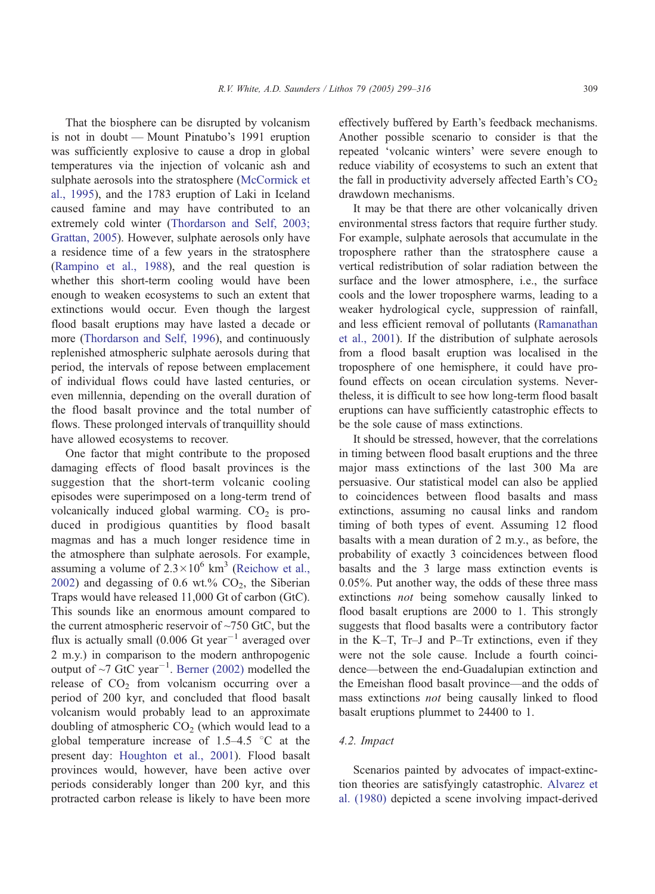That the biosphere can be disrupted by volcanism is not in doubt — Mount Pinatubo's 1991 eruption was sufficiently explosive to cause a drop in global temperatures via the injection of volcanic ash and sulphate aerosols into the stratosphere (McCormick et al., 1995), and the 1783 eruption of Laki in Iceland caused famine and may have contributed to an extremely cold winter (Thordarson and Self, 2003; Grattan, 2005). However, sulphate aerosols only have a residence time of a few years in the stratosphere (Rampino et al., 1988), and the real question is whether this short-term cooling would have been enough to weaken ecosystems to such an extent that extinctions would occur. Even though the largest flood basalt eruptions may have lasted a decade or more (Thordarson and Self, 1996), and continuously replenished atmospheric sulphate aerosols during that period, the intervals of repose between emplacement of individual flows could have lasted centuries, or even millennia, depending on the overall duration of the flood basalt province and the total number of flows. These prolonged intervals of tranquillity should have allowed ecosystems to recover.

One factor that might contribute to the proposed damaging effects of flood basalt provinces is the suggestion that the short-term volcanic cooling episodes were superimposed on a long-term trend of volcanically induced global warming. $CO_2$ is produced in prodigious quantities by flood basalt magmas and has a much longer residence time in the atmosphere than sulphate aerosols. For example, assuming a volume of $2.3 \times 10^6$ km$^3$ (Reichow et al., 2002) and degassing of 0.6 wt.% $CO_2$, the Siberian Traps would have released 11,000 Gt of carbon (GtC). This sounds like an enormous amount compared to the current atmospheric reservoir of ~750 GtC, but the flux is actually small (0.006 Gt year$^{-1}$ averaged over 2 m.y.) in comparison to the modern anthropogenic output of ~7 GtC year$^{-1}$. Berner (2002) modelled the release of $CO_2$ from volcanism occurring over a period of 200 kyr, and concluded that flood basalt volcanism would probably lead to an approximate doubling of atmospheric $CO_2$ (which would lead to a global temperature increase of 1.5–4.5 °C at the present day: Houghton et al., 2001). Flood basalt provinces would, however, have been active over periods considerably longer than 200 kyr, and this protracted carbon release is likely to have been more effectively buffered by Earth's feedback mechanisms. Another possible scenario to consider is that the repeated 'volcanic winters' were severe enough to reduce viability of ecosystems to such an extent that the fall in productivity adversely affected Earth's $CO_2$ drawdown mechanisms.

It may be that there are other volcanically driven environmental stress factors that require further study. For example, sulphate aerosols that accumulate in the troposphere rather than the stratosphere cause a vertical redistribution of solar radiation between the surface and the lower atmosphere, i.e., the surface cools and the lower troposphere warms, leading to a weaker hydrological cycle, suppression of rainfall, and less efficient removal of pollutants (Ramanathan et al., 2001). If the distribution of sulphate aerosols from a flood basalt eruption was localised in the troposphere of one hemisphere, it could have profound effects on ocean circulation systems. Nevertheless, it is difficult to see how long-term flood basalt eruptions can have sufficiently catastrophic effects to be the sole cause of mass extinctions.

It should be stressed, however, that the correlations in timing between flood basalt eruptions and the three major mass extinctions of the last 300 Ma are persuasive. Our statistical model can also be applied to coincidences between flood basalts and mass extinctions, assuming no causal links and random timing of both types of event. Assuming 12 flood basalts with a mean duration of 2 m.y., as before, the probability of exactly 3 coincidences between flood basalts and the 3 large mass extinction events is 0.05%. Put another way, the odds of these three mass extinctions *not* being somehow causally linked to flood basalt eruptions are 2000 to 1. This strongly suggests that flood basalts were a contributory factor in the K–T, Tr–J and P–Tr extinctions, even if they were not the sole cause. Include a fourth coincidence—between the end-Guadalupian extinction and the Emeishan flood basalt province—and the odds of mass extinctions *not* being causally linked to flood basalt eruptions plummet to 24400 to 1.

### 4.2. Impact

Scenarios painted by advocates of impact-extinction theories are satisfyingly catastrophic. Alvarez et al. (1980) depicted a scene involving impact-derived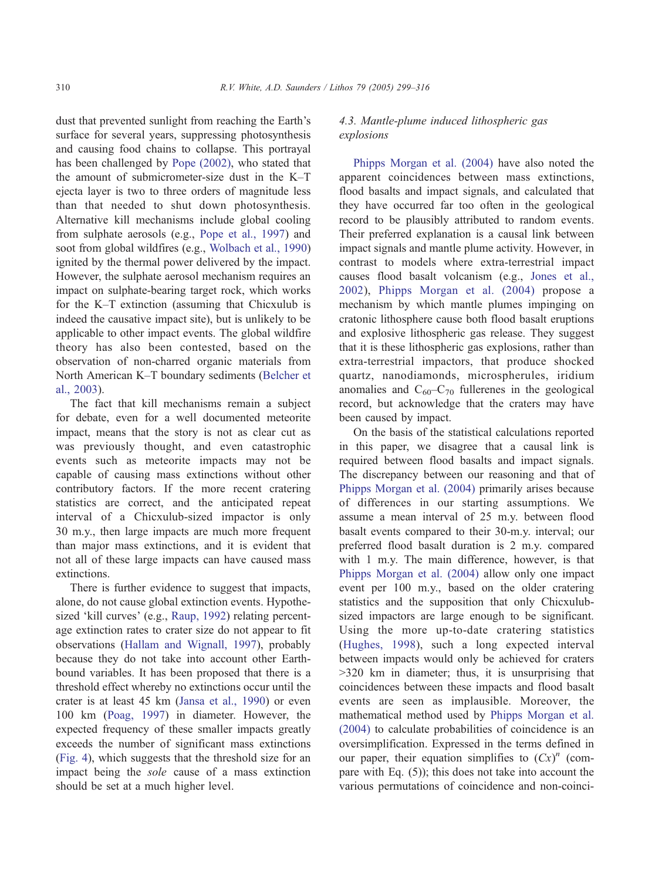dust that prevented sunlight from reaching the Earth's surface for several years, suppressing photosynthesis and causing food chains to collapse. This portrayal has been challenged by Pope (2002), who stated that the amount of submicrometer-size dust in the K–T ejecta layer is two to three orders of magnitude less than that needed to shut down photosynthesis. Alternative kill mechanisms include global cooling from sulphate aerosols (e.g., Pope et al., 1997) and soot from global wildfires (e.g., Wolbach et al., 1990) ignited by the thermal power delivered by the impact. However, the sulphate aerosol mechanism requires an impact on sulphate-bearing target rock, which works for the K–T extinction (assuming that Chicxulub is indeed the causative impact site), but is unlikely to be applicable to other impact events. The global wildfire theory has also been contested, based on the observation of non-charred organic materials from North American K–T boundary sediments (Belcher et al., 2003).

The fact that kill mechanisms remain a subject for debate, even for a well documented meteorite impact, means that the story is not as clear cut as was previously thought, and even catastrophic events such as meteorite impacts may not be capable of causing mass extinctions without other contributory factors. If the more recent cratering statistics are correct, and the anticipated repeat interval of a Chicxulub-sized impactor is only 30 m.y., then large impacts are much more frequent than major mass extinctions, and it is evident that not all of these large impacts can have caused mass extinctions.

There is further evidence to suggest that impacts, alone, do not cause global extinction events. Hypothesized 'kill curves' (e.g., Raup, 1992) relating percentage extinction rates to crater size do not appear to fit observations (Hallam and Wignall, 1997), probably because they do not take into account other Earth-bound variables. It has been proposed that there is a threshold effect whereby no extinctions occur until the crater is at least 45 km (Jansa et al., 1990) or even 100 km (Poag, 1997) in diameter. However, the expected frequency of these smaller impacts greatly exceeds the number of significant mass extinctions (Fig. 4), which suggests that the threshold size for an impact being the *sole* cause of a mass extinction should be set at a much higher level.

### 4.3. Mantle-plume induced lithospheric gas explosions

Phipps Morgan et al. (2004) have also noted the apparent coincidences between mass extinctions, flood basalts and impact signals, and calculated that they have occurred far too often in the geological record to be plausibly attributed to random events. Their preferred explanation is a causal link between impact signals and mantle plume activity. However, in contrast to models where extra-terrestrial impact causes flood basalt volcanism (e.g., Jones et al., 2002), Phipps Morgan et al. (2004) propose a mechanism by which mantle plumes impinging on cratonic lithosphere cause both flood basalt eruptions and explosive lithospheric gas release. They suggest that it is these lithospheric gas explosions, rather than extra-terrestrial impactors, that produce shocked quartz, nanodiamonds, microspherules, iridium anomalies and $C_{60}$–$C_{70}$ fullerenes in the geological record, but acknowledge that the craters may have been caused by impact.

On the basis of the statistical calculations reported in this paper, we disagree that a causal link is required between flood basalts and impact signals. The discrepancy between our reasoning and that of Phipps Morgan et al. (2004) primarily arises because of differences in our starting assumptions. We assume a mean interval of 25 m.y. between flood basalt events compared to their 30-m.y. interval; our preferred flood basalt duration is 2 m.y. compared with 1 m.y. The main difference, however, is that Phipps Morgan et al. (2004) allow only one impact event per 100 m.y., based on the older cratering statistics and the supposition that only Chicxulub-sized impactors are large enough to be significant. Using the more up-to-date cratering statistics (Hughes, 1998), such a long expected interval between impacts would only be achieved for craters >320 km in diameter; thus, it is unsurprising that coincidences between these impacts and flood basalt events are seen as implausible. Moreover, the mathematical method used by Phipps Morgan et al. (2004) to calculate probabilities of coincidence is an oversimplification. Expressed in the terms defined in our paper, their equation simplifies to $(Cx)^n$ (compare with Eq. (5)); this does not take into account the various permutations of coincidence and non-coinci-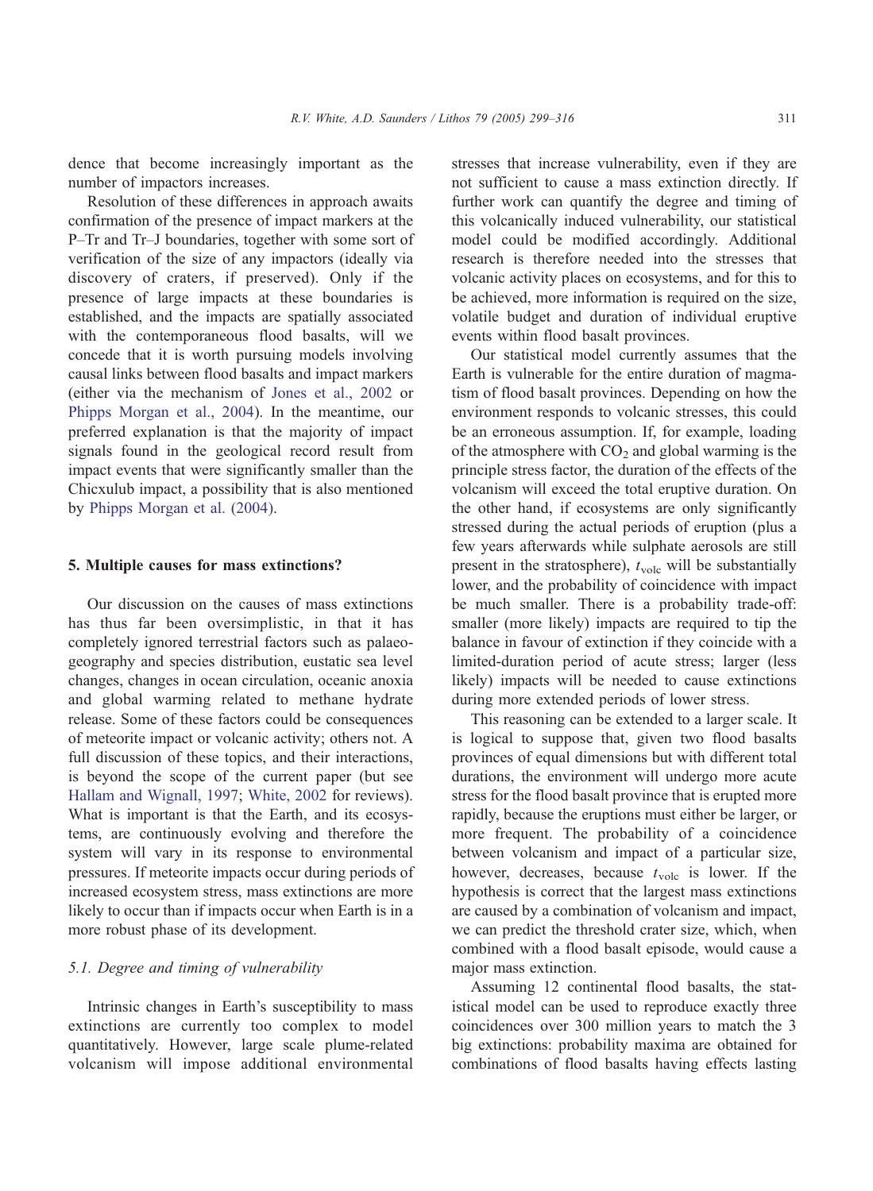dence that become increasingly important as the number of impactors increases.

Resolution of these differences in approach awaits confirmation of the presence of impact markers at the P–Tr and Tr–J boundaries, together with some sort of verification of the size of any impactors (ideally via discovery of craters, if preserved). Only if the presence of large impacts at these boundaries is established, and the impacts are spatially associated with the contemporaneous flood basalts, will we concede that it is worth pursuing models involving causal links between flood basalts and impact markers (either via the mechanism of Jones et al., 2002 or Phipps Morgan et al., 2004). In the meantime, our preferred explanation is that the majority of impact signals found in the geological record result from impact events that were significantly smaller than the Chicxulub impact, a possibility that is also mentioned by Phipps Morgan et al. (2004).

## 5. Multiple causes for mass extinctions?

Our discussion on the causes of mass extinctions has thus far been oversimplistic, in that it has completely ignored terrestrial factors such as palaeogeography and species distribution, eustatic sea level changes, changes in ocean circulation, oceanic anoxia and global warming related to methane hydrate release. Some of these factors could be consequences of meteorite impact or volcanic activity; others not. A full discussion of these topics, and their interactions, is beyond the scope of the current paper (but see Hallam and Wignall, 1997; White, 2002 for reviews). What is important is that the Earth, and its ecosystems, are continuously evolving and therefore the system will vary in its response to environmental pressures. If meteorite impacts occur during periods of increased ecosystem stress, mass extinctions are more likely to occur than if impacts occur when Earth is in a more robust phase of its development.

### 5.1. Degree and timing of vulnerability

Intrinsic changes in Earth's susceptibility to mass extinctions are currently too complex to model quantitatively. However, large scale plume-related volcanism will impose additional environmental stresses that increase vulnerability, even if they are not sufficient to cause a mass extinction directly. If further work can quantify the degree and timing of this volcanically induced vulnerability, our statistical model could be modified accordingly. Additional research is therefore needed into the stresses that volcanic activity places on ecosystems, and for this to be achieved, more information is required on the size, volatile budget and duration of individual eruptive events within flood basalt provinces.

Our statistical model currently assumes that the Earth is vulnerable for the entire duration of magmatism of flood basalt provinces. Depending on how the environment responds to volcanic stresses, this could be an erroneous assumption. If, for example, loading of the atmosphere with $CO_2$ and global warming is the principle stress factor, the duration of the effects of the volcanism will exceed the total eruptive duration. On the other hand, if ecosystems are only significantly stressed during the actual periods of eruption (plus a few years afterwards while sulphate aerosols are still present in the stratosphere), $t_{volc}$ will be substantially lower, and the probability of coincidence with impact be much smaller. There is a probability trade-off: smaller (more likely) impacts are required to tip the balance in favour of extinction if they coincide with a limited-duration period of acute stress; larger (less likely) impacts will be needed to cause extinctions during more extended periods of lower stress.

This reasoning can be extended to a larger scale. It is logical to suppose that, given two flood basalts provinces of equal dimensions but with different total durations, the environment will undergo more acute stress for the flood basalt province that is erupted more rapidly, because the eruptions must either be larger, or more frequent. The probability of a coincidence between volcanism and impact of a particular size, however, decreases, because $t_{volc}$ is lower. If the hypothesis is correct that the largest mass extinctions are caused by a combination of volcanism and impact, we can predict the threshold crater size, which, when combined with a flood basalt episode, would cause a major mass extinction.

Assuming 12 continental flood basalts, the statistical model can be used to reproduce exactly three coincidences over 300 million years to match the 3 big extinctions: probability maxima are obtained for combinations of flood basalts having effects lasting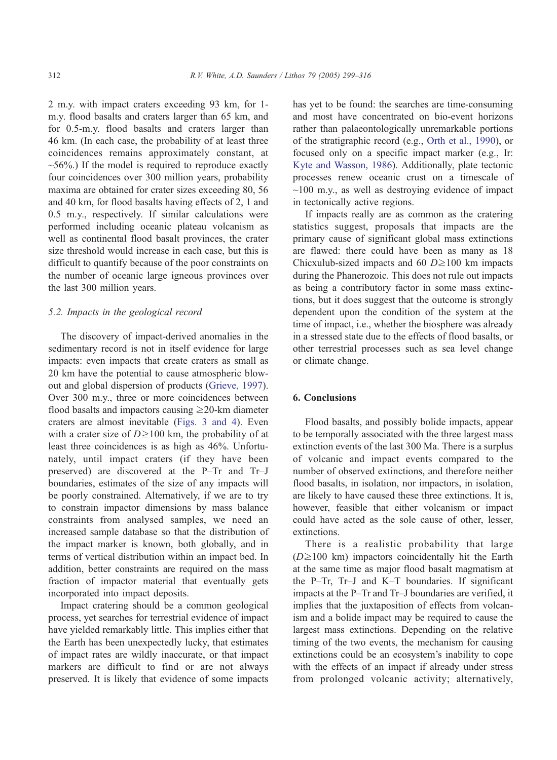2 m.y. with impact craters exceeding 93 km, for 1-m.y. flood basalts and craters larger than 65 km, and for 0.5-m.y. flood basalts and craters larger than 46 km. (In each case, the probability of at least three coincidences remains approximately constant, at ~56%.) If the model is required to reproduce exactly four coincidences over 300 million years, probability maxima are obtained for crater sizes exceeding 80, 56 and 40 km, for flood basalts having effects of 2, 1 and 0.5 m.y., respectively. If similar calculations were performed including oceanic plateau volcanism as well as continental flood basalt provinces, the crater size threshold would increase in each case, but this is difficult to quantify because of the poor constraints on the number of oceanic large igneous provinces over the last 300 million years.

### *5.2. Impacts in the geological record*

The discovery of impact-derived anomalies in the sedimentary record is not in itself evidence for large impacts: even impacts that create craters as small as 20 km have the potential to cause atmospheric blow-out and global dispersion of products (Grieve, 1997). Over 300 m.y., three or more coincidences between flood basalts and impactors causing ≥20-km diameter craters are almost inevitable (Figs. 3 and 4). Even with a crater size of $D \geq 100$ km, the probability of at least three coincidences is as high as 46%. Unfortunately, until impact craters (if they have been preserved) are discovered at the P–Tr and Tr–J boundaries, estimates of the size of any impacts will be poorly constrained. Alternatively, if we are to try to constrain impactor dimensions by mass balance constraints from analysed samples, we need an increased sample database so that the distribution of the impact marker is known, both globally, and in terms of vertical distribution within an impact bed. In addition, better constraints are required on the mass fraction of impactor material that eventually gets incorporated into impact deposits.

Impact cratering should be a common geological process, yet searches for terrestrial evidence of impact have yielded remarkably little. This implies either that the Earth has been unexpectedly lucky, that estimates of impact rates are wildly inaccurate, or that impact markers are difficult to find or are not always preserved. It is likely that evidence of some impacts has yet to be found: the searches are time-consuming and most have concentrated on bio-event horizons rather than palaeontologically unremarkable portions of the stratigraphic record (e.g., Orth et al., 1990), or focused only on a specific impact marker (e.g., Ir: Kyte and Wasson, 1986). Additionally, plate tectonic processes renew oceanic crust on a timescale of ~100 m.y., as well as destroying evidence of impact in tectonically active regions.

If impacts really are as common as the cratering statistics suggest, proposals that impacts are the primary cause of significant global mass extinctions are flawed: there could have been as many as 18 Chicxulub-sized impacts and 60 $D \geq 100$ km impacts during the Phanerozoic. This does not rule out impacts as being a contributory factor in some mass extinctions, but it does suggest that the outcome is strongly dependent upon the condition of the system at the time of impact, i.e., whether the biosphere was already in a stressed state due to the effects of flood basalts, or other terrestrial processes such as sea level change or climate change.

## 6. Conclusions

Flood basalts, and possibly bolide impacts, appear to be temporally associated with the three largest mass extinction events of the last 300 Ma. There is a surplus of volcanic and impact events compared to the number of observed extinctions, and therefore neither flood basalts, in isolation, nor impactors, in isolation, are likely to have caused these three extinctions. It is, however, feasible that either volcanism or impact could have acted as the sole cause of other, lesser, extinctions.

There is a realistic probability that large ($D \geq 100$ km) impactors coincidentally hit the Earth at the same time as major flood basalt magmatism at the P–Tr, Tr–J and K–T boundaries. If significant impacts at the P–Tr and Tr–J boundaries are verified, it implies that the juxtaposition of effects from volcanism and a bolide impact may be required to cause the largest mass extinctions. Depending on the relative timing of the two events, the mechanism for causing extinctions could be an ecosystem's inability to cope with the effects of an impact if already under stress from prolonged volcanic activity; alternatively,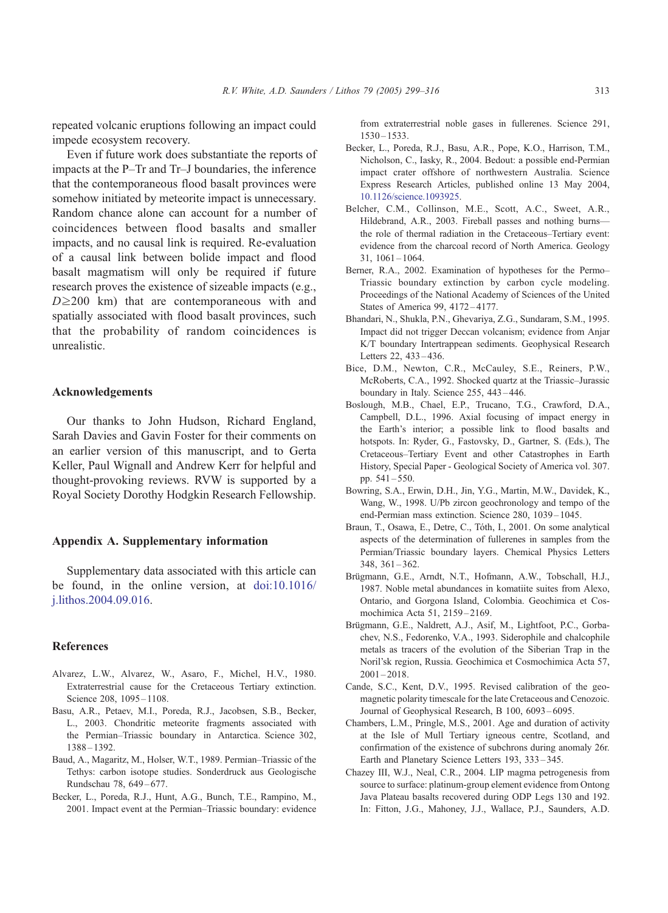repeated volcanic eruptions following an impact could impede ecosystem recovery.

Even if future work does substantiate the reports of impacts at the P–Tr and Tr–J boundaries, the inference that the contemporaneous flood basalt provinces were somehow initiated by meteorite impact is unnecessary. Random chance alone can account for a number of coincidences between flood basalts and smaller impacts, and no causal link is required. Re-evaluation of a causal link between bolide impact and flood basalt magmatism will only be required if future research proves the existence of sizeable impacts (e.g., $D \geq 200$ km) that are contemporaneous with and spatially associated with flood basalt provinces, such that the probability of random coincidences is unrealistic.

## Acknowledgements

Our thanks to John Hudson, Richard England, Sarah Davies and Gavin Foster for their comments on an earlier version of this manuscript, and to Gerta Keller, Paul Wignall and Andrew Kerr for helpful and thought-provoking reviews. RVW is supported by a Royal Society Dorothy Hodgkin Research Fellowship.

## Appendix A. Supplementary information

Supplementary data associated with this article can be found, in the online version, at doi:10.1016/j.lithos.2004.09.016.

## References

Alvarez, L.W., Alvarez, W., Asaro, F., Michel, H.V., 1980. Extraterrestrial cause for the Cretaceous Tertiary extinction. Science 208, 1095–1108.

Basu, A.R., Petaev, M.I., Poreda, R.J., Jacobsen, S.B., Becker, L., 2003. Chondritic meteorite fragments associated with the Permian–Triassic boundary in Antarctica. Science 302, 1388–1392.

Baud, A., Magaritz, M., Holser, W.T., 1989. Permian–Triassic of the Tethys: carbon isotope studies. Sonderdruck aus Geologische Rundschau 78, 649–677.

Becker, L., Poreda, R.J., Hunt, A.G., Bunch, T.E., Rampino, M., 2001. Impact event at the Permian–Triassic boundary: evidence from extraterrestrial noble gases in fullerenes. Science 291, 1530–1533.

Becker, L., Poreda, R.J., Basu, A.R., Pope, K.O., Harrison, T.M., Nicholson, C., Iasky, R., 2004. Bedout: a possible end-Permian impact crater offshore of northwestern Australia. Science Express Research Articles, published online 13 May 2004, 10.1126/science.1093925.

Belcher, C.M., Collinson, M.E., Scott, A.C., Sweet, A.R., Hildebrand, A.R., 2003. Fireball passes and nothing burns—the role of thermal radiation in the Cretaceous–Tertiary event: evidence from the charcoal record of North America. Geology 31, 1061–1064.

Berner, R.A., 2002. Examination of hypotheses for the Permo–Triassic boundary extinction by carbon cycle modeling. Proceedings of the National Academy of Sciences of the United States of America 99, 4172–4177.

Bhandari, N., Shukla, P.N., Ghevariya, Z.G., Sundaram, S.M., 1995. Impact did not trigger Deccan volcanism; evidence from Anjar K/T boundary Intertrappean sediments. Geophysical Research Letters 22, 433–436.

Bice, D.M., Newton, C.R., McCauley, S.E., Reiners, P.W., McRoberts, C.A., 1992. Shocked quartz at the Triassic–Jurassic boundary in Italy. Science 255, 443–446.

Boslough, M.B., Chael, E.P., Trucano, T.G., Crawford, D.A., Campbell, D.L., 1996. Axial focusing of impact energy in the Earth's interior; a possible link to flood basalts and hotspots. In: Ryder, G., Fastovsky, D., Gartner, S. (Eds.), The Cretaceous–Tertiary Event and other Catastrophes in Earth History, Special Paper - Geological Society of America vol. 307. pp. 541–550.

Bowring, S.A., Erwin, D.H., Jin, Y.G., Martin, M.W., Davidek, K., Wang, W., 1998. U/Pb zircon geochronology and tempo of the end-Permian mass extinction. Science 280, 1039–1045.

Braun, T., Osawa, E., Detre, C., Tóth, I., 2001. On some analytical aspects of the determination of fullerenes in samples from the Permian/Triassic boundary layers. Chemical Physics Letters 348, 361–362.

Brügmann, G.E., Arndt, N.T., Hofmann, A.W., Tobschall, H.J., 1987. Noble metal abundances in komatiite suites from Alexo, Ontario, and Gorgona Island, Colombia. Geochimica et Cosmochimica Acta 51, 2159–2169.

Brügmann, G.E., Naldrett, A.J., Asif, M., Lightfoot, P.C., Gorbachev, N.S., Fedorenko, V.A., 1993. Siderophile and chalcophile metals as tracers of the evolution of the Siberian Trap in the Noril'sk region, Russia. Geochimica et Cosmochimica Acta 57, 2001–2018.

Cande, S.C., Kent, D.V., 1995. Revised calibration of the geomagnetic polarity timescale for the late Cretaceous and Cenozoic. Journal of Geophysical Research, B 100, 6093–6095.

Chambers, L.M., Pringle, M.S., 2001. Age and duration of activity at the Isle of Mull Tertiary igneous centre, Scotland, and confirmation of the existence of subchrons during anomaly 26r. Earth and Planetary Science Letters 193, 333–345.

Chazey III, W.J., Neal, C.R., 2004. LIP magma petrogenesis from source to surface: platinum-group element evidence from Ontong Java Plateau basalts recovered during ODP Legs 130 and 192. In: Fitton, J.G., Mahoney, J.J., Wallace, P.J., Saunders, A.D.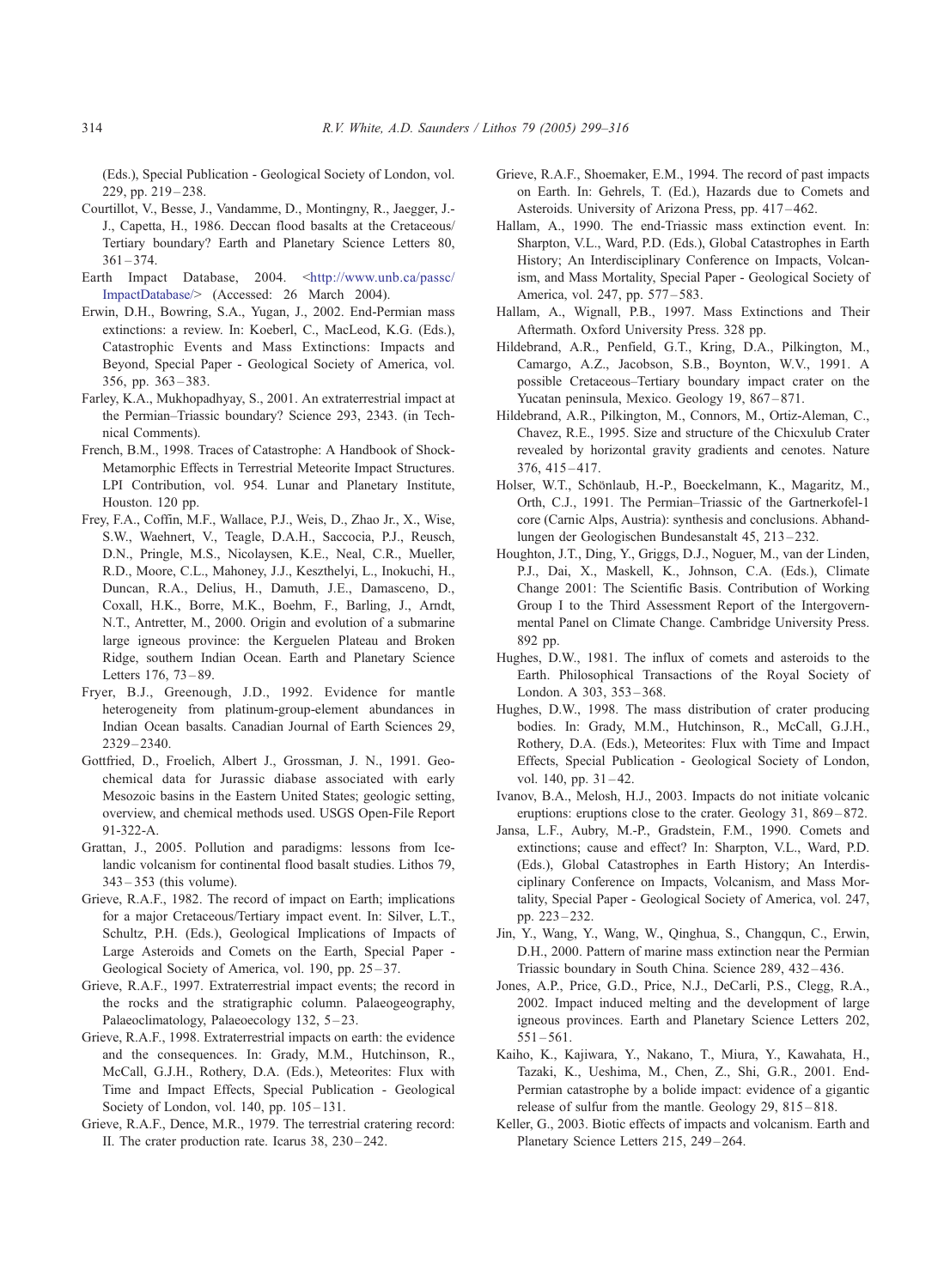(Eds.), Special Publication - Geological Society of London, vol. 229, pp. 219–238.

Courtillot, V., Besse, J., Vandamme, D., Montingny, R., Jaegger, J.-J., Capetta, H., 1986. Deccan flood basalts at the Cretaceous/Tertiary boundary? Earth and Planetary Science Letters 80, 361–374.

Earth Impact Database, 2004. <http://www.unb.ca/passc/ImpactDatabase/> (Accessed: 26 March 2004).

Erwin, D.H., Bowring, S.A., Yugan, J., 2002. End-Permian mass extinctions: a review. In: Koeberl, C., MacLeod, K.G. (Eds.), Catastrophic Events and Mass Extinctions: Impacts and Beyond, Special Paper - Geological Society of America, vol. 356, pp. 363–383.

Farley, K.A., Mukhopadhyay, S., 2001. An extraterrestrial impact at the Permian–Triassic boundary? Science 293, 2343. (in Technical Comments).

French, B.M., 1998. Traces of Catastrophe: A Handbook of Shock-Metamorphic Effects in Terrestrial Meteorite Impact Structures. LPI Contribution, vol. 954. Lunar and Planetary Institute, Houston. 120 pp.

Frey, F.A., Coffin, M.F., Wallace, P.J., Weis, D., Zhao Jr., X., Wise, S.W., Waehnert, V., Teagle, D.A.H., Saccocia, P.J., Reusch, D.N., Pringle, M.S., Nicolaysen, K.E., Neal, C.R., Mueller, R.D., Moore, C.L., Mahoney, J.J., Keszthelyi, L., Inokuchi, H., Duncan, R.A., Delius, H., Damuth, J.E., Damasceno, D., Coxall, H.K., Borre, M.K., Boehm, F., Barling, J., Arndt, N.T., Antretter, M., 2000. Origin and evolution of a submarine large igneous province: the Kerguelen Plateau and Broken Ridge, southern Indian Ocean. Earth and Planetary Science Letters 176, 73–89.

Fryer, B.J., Greenough, J.D., 1992. Evidence for mantle heterogeneity from platinum-group-element abundances in Indian Ocean basalts. Canadian Journal of Earth Sciences 29, 2329–2340.

Gottfried, D., Froelich, Albert J., Grossman, J. N., 1991. Geochemical data for Jurassic diabase associated with early Mesozoic basins in the Eastern United States; geologic setting, overview, and chemical methods used. USGS Open-File Report 91-322-A.

Grattan, J., 2005. Pollution and paradigms: lessons from Icelandic volcanism for continental flood basalt studies. Lithos 79, 343–353 (this volume).

Grieve, R.A.F., 1982. The record of impact on Earth; implications for a major Cretaceous/Tertiary impact event. In: Silver, L.T., Schultz, P.H. (Eds.), Geological Implications of Impacts of Large Asteroids and Comets on the Earth, Special Paper - Geological Society of America, vol. 190, pp. 25–37.

Grieve, R.A.F., 1997. Extraterrestrial impact events; the record in the rocks and the stratigraphic column. Palaeogeography, Palaeoclimatology, Palaeoecology 132, 5–23.

Grieve, R.A.F., 1998. Extraterrestrial impacts on earth: the evidence and the consequences. In: Grady, M.M., Hutchinson, R., McCall, G.J.H., Rothery, D.A. (Eds.), Meteorites: Flux with Time and Impact Effects, Special Publication - Geological Society of London, vol. 140, pp. 105–131.

Grieve, R.A.F., Dence, M.R., 1979. The terrestrial cratering record: II. The crater production rate. Icarus 38, 230–242.

Grieve, R.A.F., Shoemaker, E.M., 1994. The record of past impacts on Earth. In: Gehrels, T. (Ed.), Hazards due to Comets and Asteroids. University of Arizona Press, pp. 417–462.

Hallam, A., 1990. The end-Triassic mass extinction event. In: Sharpton, V.L., Ward, P.D. (Eds.), Global Catastrophes in Earth History; An Interdisciplinary Conference on Impacts, Volcanism, and Mass Mortality, Special Paper - Geological Society of America, vol. 247, pp. 577–583.

Hallam, A., Wignall, P.B., 1997. Mass Extinctions and Their Aftermath. Oxford University Press. 328 pp.

Hildebrand, A.R., Penfield, G.T., Kring, D.A., Pilkington, M., Camargo, A.Z., Jacobson, S.B., Boynton, W.V., 1991. A possible Cretaceous–Tertiary boundary impact crater on the Yucatan peninsula, Mexico. Geology 19, 867–871.

Hildebrand, A.R., Pilkington, M., Connors, M., Ortiz-Aleman, C., Chavez, R.E., 1995. Size and structure of the Chicxulub Crater revealed by horizontal gravity gradients and cenotes. Nature 376, 415–417.

Holser, W.T., Schönlaub, H.-P., Boeckelmann, K., Magaritz, M., Orth, C.J., 1991. The Permian–Triassic of the Gartnerkofel-1 core (Carnic Alps, Austria): synthesis and conclusions. Abhandlungen der Geologischen Bundesanstalt 45, 213–232.

Houghton, J.T., Ding, Y., Griggs, D.J., Noguer, M., van der Linden, P.J., Dai, X., Maskell, K., Johnson, C.A. (Eds.), Climate Change 2001: The Scientific Basis. Contribution of Working Group I to the Third Assessment Report of the Intergovernmental Panel on Climate Change. Cambridge University Press. 892 pp.

Hughes, D.W., 1981. The influx of comets and asteroids to the Earth. Philosophical Transactions of the Royal Society of London. A 303, 353–368.

Hughes, D.W., 1998. The mass distribution of crater producing bodies. In: Grady, M.M., Hutchinson, R., McCall, G.J.H., Rothery, D.A. (Eds.), Meteorites: Flux with Time and Impact Effects, Special Publication - Geological Society of London, vol. 140, pp. 31–42.

Ivanov, B.A., Melosh, H.J., 2003. Impacts do not initiate volcanic eruptions: eruptions close to the crater. Geology 31, 869–872.

Jansa, L.F., Aubry, M.-P., Gradstein, F.M., 1990. Comets and extinctions; cause and effect? In: Sharpton, V.L., Ward, P.D. (Eds.), Global Catastrophes in Earth History; An Interdisciplinary Conference on Impacts, Volcanism, and Mass Mortality, Special Paper - Geological Society of America, vol. 247, pp. 223–232.

Jin, Y., Wang, Y., Wang, W., Qinghua, S., Changqun, C., Erwin, D.H., 2000. Pattern of marine mass extinction near the Permian Triassic boundary in South China. Science 289, 432–436.

Jones, A.P., Price, G.D., Price, N.J., DeCarli, P.S., Clegg, R.A., 2002. Impact induced melting and the development of large igneous provinces. Earth and Planetary Science Letters 202, 551–561.

Kaiho, K., Kajiwara, Y., Nakano, T., Miura, Y., Kawahata, H., Tazaki, K., Ueshima, M., Chen, Z., Shi, G.R., 2001. End-Permian catastrophe by a bolide impact: evidence of a gigantic release of sulfur from the mantle. Geology 29, 815–818.

Keller, G., 2003. Biotic effects of impacts and volcanism. Earth and Planetary Science Letters 215, 249–264.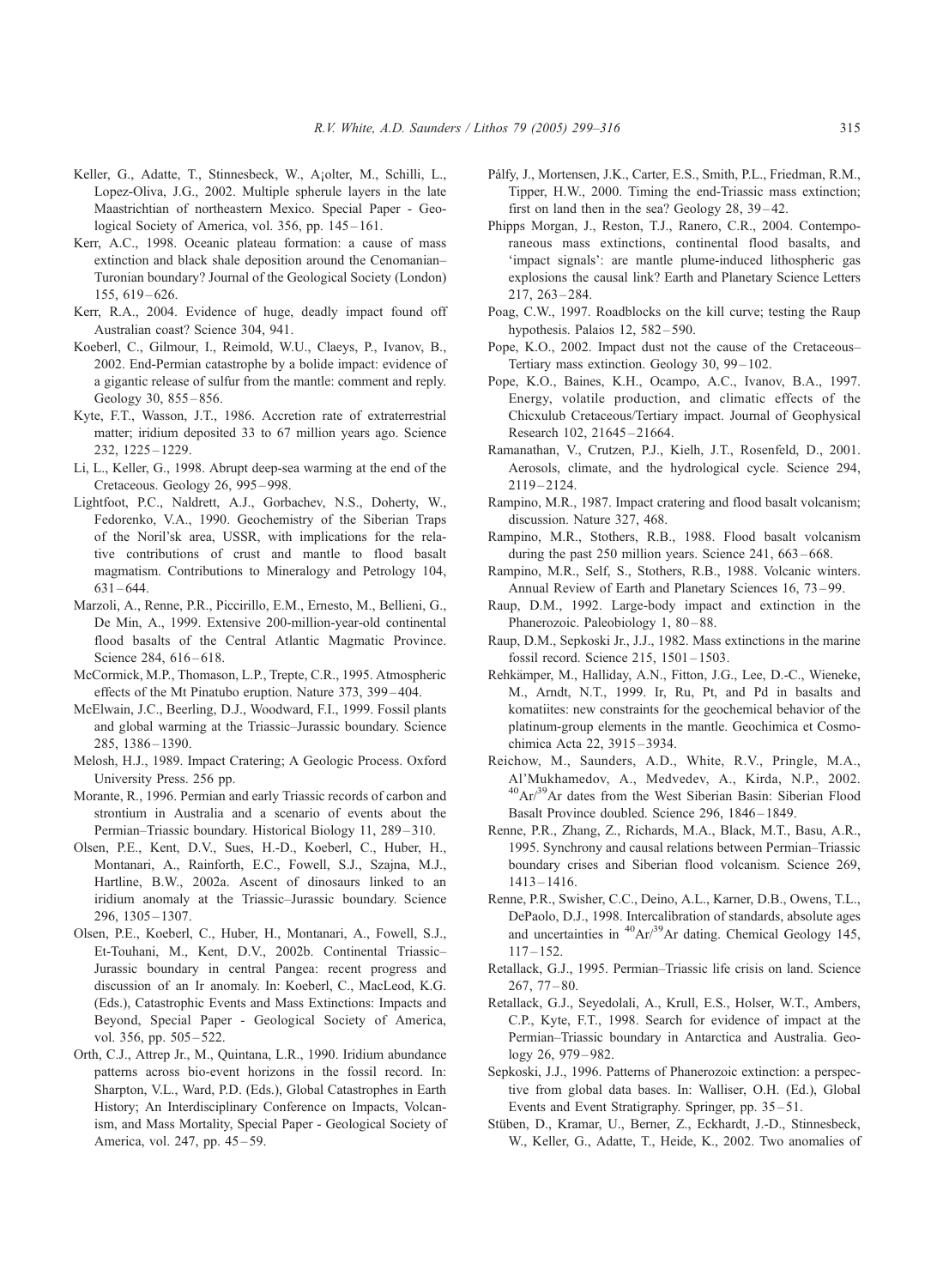Keller, G., Adatte, T., Stinnesbeck, W., A¡olter, M., Schilli, L., Lopez-Oliva, J.G., 2002. Multiple spherule layers in the late Maastrichtian of northeastern Mexico. Special Paper - Geological Society of America, vol. 356, pp. 145–161.

Kerr, A.C., 1998. Oceanic plateau formation: a cause of mass extinction and black shale deposition around the Cenomanian–Turonian boundary? Journal of the Geological Society (London) 155, 619–626.

Kerr, R.A., 2004. Evidence of huge, deadly impact found off Australian coast? Science 304, 941.

Koeberl, C., Gilmour, I., Reimold, W.U., Claeys, P., Ivanov, B., 2002. End-Permian catastrophe by a bolide impact: evidence of a gigantic release of sulfur from the mantle: comment and reply. Geology 30, 855–856.

Kyte, F.T., Wasson, J.T., 1986. Accretion rate of extraterrestrial matter; iridium deposited 33 to 67 million years ago. Science 232, 1225–1229.

Li, L., Keller, G., 1998. Abrupt deep-sea warming at the end of the Cretaceous. Geology 26, 995–998.

Lightfoot, P.C., Naldrett, A.J., Gorbachev, N.S., Doherty, W., Fedorenko, V.A., 1990. Geochemistry of the Siberian Traps of the Noril'sk area, USSR, with implications for the relative contributions of crust and mantle to flood basalt magmatism. Contributions to Mineralogy and Petrology 104, 631–644.

Marzoli, A., Renne, P.R., Piccirillo, E.M., Ernesto, M., Bellieni, G., De Min, A., 1999. Extensive 200-million-year-old continental flood basalts of the Central Atlantic Magmatic Province. Science 284, 616–618.

McCormick, M.P., Thomason, L.P., Trepte, C.R., 1995. Atmospheric effects of the Mt Pinatubo eruption. Nature 373, 399–404.

McElwain, J.C., Beerling, D.J., Woodward, F.I., 1999. Fossil plants and global warming at the Triassic–Jurassic boundary. Science 285, 1386–1390.

Melosh, H.J., 1989. Impact Cratering; A Geologic Process. Oxford University Press. 256 pp.

Morante, R., 1996. Permian and early Triassic records of carbon and strontium in Australia and a scenario of events about the Permian–Triassic boundary. Historical Biology 11, 289–310.

Olsen, P.E., Kent, D.V., Sues, H.-D., Koeberl, C., Huber, H., Montanari, A., Rainforth, E.C., Fowell, S.J., Szajna, M.J., Hartline, B.W., 2002a. Ascent of dinosaurs linked to an iridium anomaly at the Triassic–Jurassic boundary. Science 296, 1305–1307.

Olsen, P.E., Koeberl, C., Huber, H., Montanari, A., Fowell, S.J., Et-Touhani, M., Kent, D.V., 2002b. Continental Triassic–Jurassic boundary in central Pangea: recent progress and discussion of an Ir anomaly. In: Koeberl, C., MacLeod, K.G. (Eds.), Catastrophic Events and Mass Extinctions: Impacts and Beyond, Special Paper - Geological Society of America, vol. 356, pp. 505–522.

Orth, C.J., Attrep Jr., M., Quintana, L.R., 1990. Iridium abundance patterns across bio-event horizons in the fossil record. In: Sharpton, V.L., Ward, P.D. (Eds.), Global Catastrophes in Earth History; An Interdisciplinary Conference on Impacts, Volcanism, and Mass Mortality, Special Paper - Geological Society of America, vol. 247, pp. 45–59.

Pálfy, J., Mortensen, J.K., Carter, E.S., Smith, P.L., Friedman, R.M., Tipper, H.W., 2000. Timing the end-Triassic mass extinction; first on land then in the sea? Geology 28, 39–42.

Phipps Morgan, J., Reston, T.J., Ranero, C.R., 2004. Contemporaneous mass extinctions, continental flood basalts, and 'impact signals': are mantle plume-induced lithospheric gas explosions the causal link? Earth and Planetary Science Letters 217, 263–284.

Poag, C.W., 1997. Roadblocks on the kill curve; testing the Raup hypothesis. Palaios 12, 582–590.

Pope, K.O., 2002. Impact dust not the cause of the Cretaceous–Tertiary mass extinction. Geology 30, 99–102.

Pope, K.O., Baines, K.H., Ocampo, A.C., Ivanov, B.A., 1997. Energy, volatile production, and climatic effects of the Chicxulub Cretaceous/Tertiary impact. Journal of Geophysical Research 102, 21645–21664.

Ramanathan, V., Crutzen, P.J., Kielh, J.T., Rosenfeld, D., 2001. Aerosols, climate, and the hydrological cycle. Science 294, 2119–2124.

Rampino, M.R., 1987. Impact cratering and flood basalt volcanism; discussion. Nature 327, 468.

Rampino, M.R., Stothers, R.B., 1988. Flood basalt volcanism during the past 250 million years. Science 241, 663–668.

Rampino, M.R., Self, S., Stothers, R.B., 1988. Volcanic winters. Annual Review of Earth and Planetary Sciences 16, 73–99.

Raup, D.M., 1992. Large-body impact and extinction in the Phanerozoic. Paleobiology 1, 80–88.

Raup, D.M., Sepkoski Jr., J.J., 1982. Mass extinctions in the marine fossil record. Science 215, 1501–1503.

Rehkämper, M., Halliday, A.N., Fitton, J.G., Lee, D.-C., Wieneke, M., Arndt, N.T., 1999. Ir, Ru, Pt, and Pd in basalts and komatiites: new constraints for the geochemical behavior of the platinum-group elements in the mantle. Geochimica et Cosmochimica Acta 22, 3915–3934.

Reichow, M., Saunders, A.D., White, R.V., Pringle, M.A., Al'Mukhamedov, A., Medvedev, A., Kirda, N.P., 2002. $^{40}Ar/^{39}Ar$ dates from the West Siberian Basin: Siberian Flood Basalt Province doubled. Science 296, 1846–1849.

Renne, P.R., Zhang, Z., Richards, M.A., Black, M.T., Basu, A.R., 1995. Synchrony and causal relations between Permian–Triassic boundary crises and Siberian flood volcanism. Science 269, 1413–1416.

Renne, P.R., Swisher, C.C., Deino, A.L., Karner, D.B., Owens, T.L., DePaolo, D.J., 1998. Intercalibration of standards, absolute ages and uncertainties in $^{40}Ar/^{39}Ar$ dating. Chemical Geology 145, 117–152.

Retallack, G.J., 1995. Permian–Triassic life crisis on land. Science 267, 77–80.

Retallack, G.J., Seyedolali, A., Krull, E.S., Holser, W.T., Ambers, C.P., Kyte, F.T., 1998. Search for evidence of impact at the Permian–Triassic boundary in Antarctica and Australia. Geology 26, 979–982.

Sepkoski, J.J., 1996. Patterns of Phanerozoic extinction: a perspective from global data bases. In: Walliser, O.H. (Ed.), Global Events and Event Stratigraphy. Springer, pp. 35–51.

Stüben, D., Kramar, U., Berner, Z., Eckhardt, J.-D., Stinnesbeck, W., Keller, G., Adatte, T., Heide, K., 2002. Two anomalies of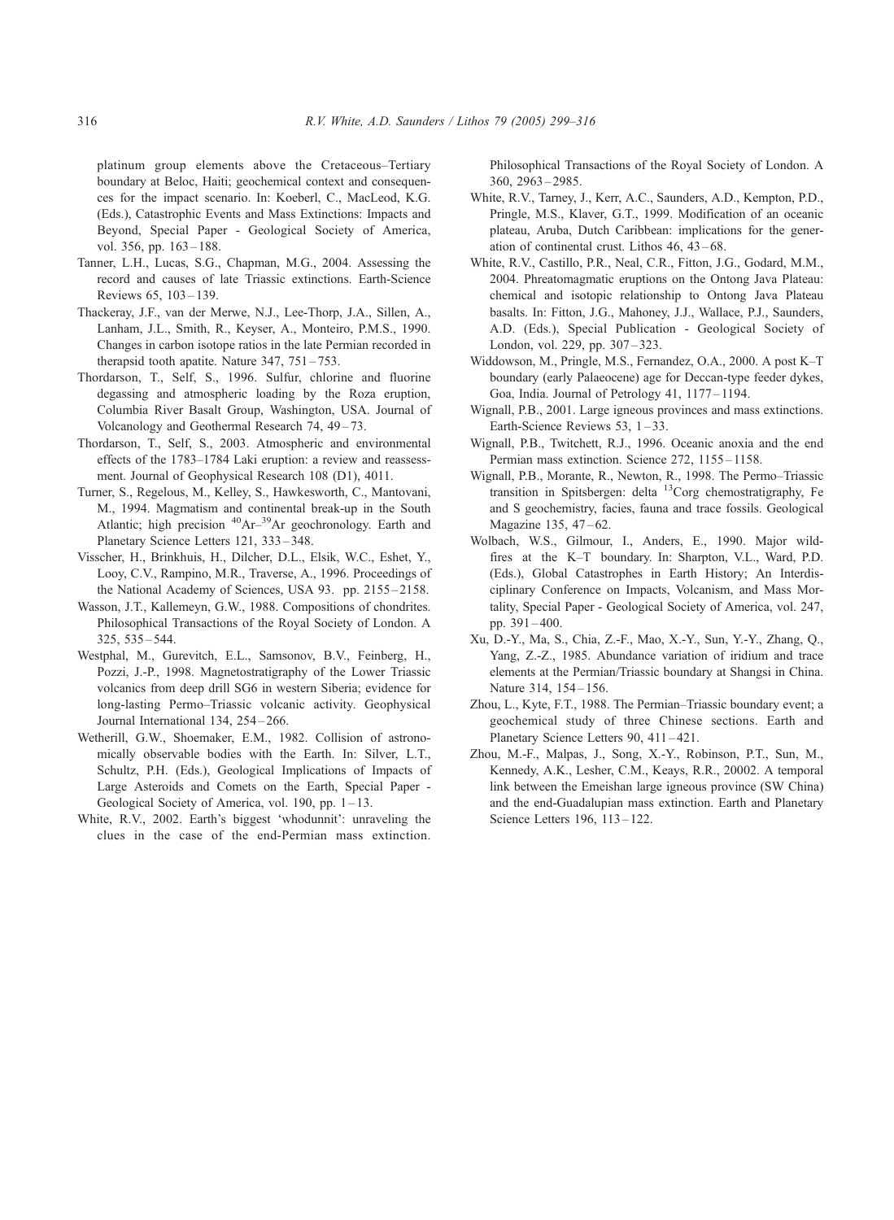platinum group elements above the Cretaceous–Tertiary boundary at Beloc, Haiti; geochemical context and consequences for the impact scenario. In: Koeberl, C., MacLeod, K.G. (Eds.), Catastrophic Events and Mass Extinctions: Impacts and Beyond, Special Paper - Geological Society of America, vol. 356, pp. 163–188.

Tanner, L.H., Lucas, S.G., Chapman, M.G., 2004. Assessing the record and causes of late Triassic extinctions. Earth-Science Reviews 65, 103–139.

Thackeray, J.F., van der Merwe, N.J., Lee-Thorp, J.A., Sillen, A., Lanham, J.L., Smith, R., Keyser, A., Monteiro, P.M.S., 1990. Changes in carbon isotope ratios in the late Permian recorded in therapsid tooth apatite. Nature 347, 751–753.

Thordarson, T., Self, S., 1996. Sulfur, chlorine and fluorine degassing and atmospheric loading by the Roza eruption, Columbia River Basalt Group, Washington, USA. Journal of Volcanology and Geothermal Research 74, 49–73.

Thordarson, T., Self, S., 2003. Atmospheric and environmental effects of the 1783–1784 Laki eruption: a review and reassessment. Journal of Geophysical Research 108 (D1), 4011.

Turner, S., Regelous, M., Kelley, S., Hawkesworth, C., Mantovani, M., 1994. Magmatism and continental break-up in the South Atlantic; high precision $^{40}$Ar–$^{39}$Ar geochronology. Earth and Planetary Science Letters 121, 333–348.

Visscher, H., Brinkhuis, H., Dilcher, D.L., Elsik, W.C., Eshet, Y., Looy, C.V., Rampino, M.R., Traverse, A., 1996. Proceedings of the National Academy of Sciences, USA 93. pp. 2155–2158.

Wasson, J.T., Kallemeyn, G.W., 1988. Compositions of chondrites. Philosophical Transactions of the Royal Society of London. A 325, 535–544.

Westphal, M., Gurevitch, E.L., Samsonov, B.V., Feinberg, H., Pozzi, J.-P., 1998. Magnetostratigraphy of the Lower Triassic volcanics from deep drill SG6 in western Siberia; evidence for long-lasting Permo–Triassic volcanic activity. Geophysical Journal International 134, 254–266.

Wetherill, G.W., Shoemaker, E.M., 1982. Collision of astronomically observable bodies with the Earth. In: Silver, L.T., Schultz, P.H. (Eds.), Geological Implications of Impacts of Large Asteroids and Comets on the Earth, Special Paper - Geological Society of America, vol. 190, pp. 1–13.

White, R.V., 2002. Earth's biggest 'whodunnit': unraveling the clues in the case of the end-Permian mass extinction. Philosophical Transactions of the Royal Society of London. A 360, 2963–2985.

White, R.V., Tarney, J., Kerr, A.C., Saunders, A.D., Kempton, P.D., Pringle, M.S., Klaver, G.T., 1999. Modification of an oceanic plateau, Aruba, Dutch Caribbean: implications for the generation of continental crust. Lithos 46, 43–68.

White, R.V., Castillo, P.R., Neal, C.R., Fitton, J.G., Godard, M.M., 2004. Phreatomagmatic eruptions on the Ontong Java Plateau: chemical and isotopic relationship to Ontong Java Plateau basalts. In: Fitton, J.G., Mahoney, J.J., Wallace, P.J., Saunders, A.D. (Eds.), Special Publication - Geological Society of London, vol. 229, pp. 307–323.

Widdowson, M., Pringle, M.S., Fernandez, O.A., 2000. A post K–T boundary (early Palaeocene) age for Deccan-type feeder dykes, Goa, India. Journal of Petrology 41, 1177–1194.

Wignall, P.B., 2001. Large igneous provinces and mass extinctions. Earth-Science Reviews 53, 1–33.

Wignall, P.B., Twitchett, R.J., 1996. Oceanic anoxia and the end Permian mass extinction. Science 272, 1155–1158.

Wignall, P.B., Morante, R., Newton, R., 1998. The Permo–Triassic transition in Spitsbergen: delta $^{13}$Corg chemostratigraphy, Fe and S geochemistry, facies, fauna and trace fossils. Geological Magazine 135, 47–62.

Wolbach, W.S., Gilmour, I., Anders, E., 1990. Major wildfires at the K–T boundary. In: Sharpton, V.L., Ward, P.D. (Eds.), Global Catastrophes in Earth History; An Interdisciplinary Conference on Impacts, Volcanism, and Mass Mortality, Special Paper - Geological Society of America, vol. 247, pp. 391–400.

Xu, D.-Y., Ma, S., Chia, Z.-F., Mao, X.-Y., Sun, Y.-Y., Zhang, Q., Yang, Z.-Z., 1985. Abundance variation of iridium and trace elements at the Permian/Triassic boundary at Shangsi in China. Nature 314, 154–156.

Zhou, L., Kyte, F.T., 1988. The Permian–Triassic boundary event; a geochemical study of three Chinese sections. Earth and Planetary Science Letters 90, 411–421.

Zhou, M.-F., Malpas, J., Song, X.-Y., Robinson, P.T., Sun, M., Kennedy, A.K., Lesher, C.M., Keays, R.R., 20002. A temporal link between the Emeishan large igneous province (SW China) and the end-Guadalupian mass extinction. Earth and Planetary Science Letters 196, 113–122.